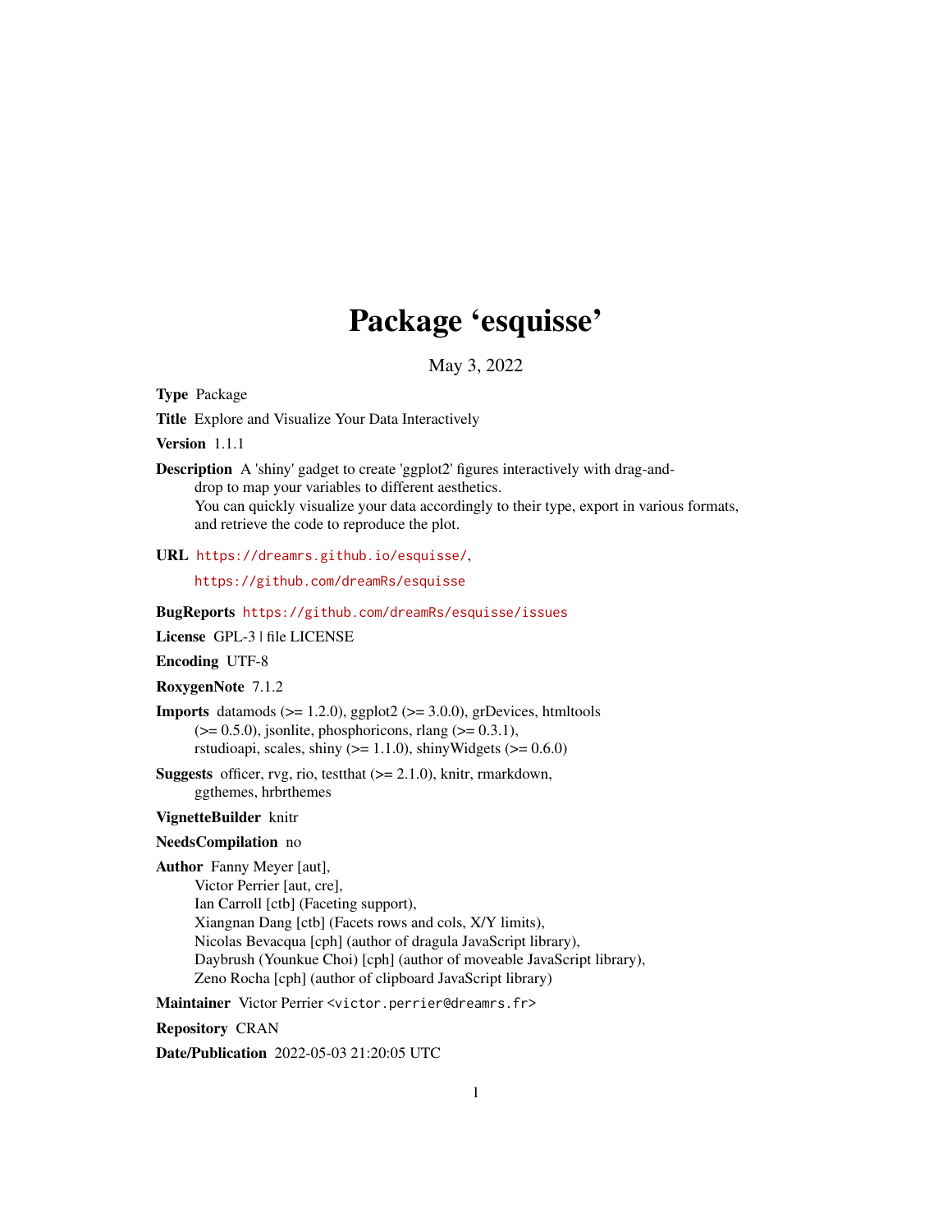# Package 'esquisse'

May 3, 2022

**Type** Package

**Title** Explore and Visualize Your Data Interactively

**Version** 1.1.1

**Description** A 'shiny' gadget to create 'ggplot2' figures interactively with drag-and-drop to map your variables to different aesthetics.
You can quickly visualize your data accordingly to their type, export in various formats, and retrieve the code to reproduce the plot.

**URL** https://dreamrs.github.io/esquisse/,
https://github.com/dreamRs/esquisse

**BugReports** https://github.com/dreamRs/esquisse/issues

**License** GPL-3 | file LICENSE

**Encoding** UTF-8

**RoxygenNote** 7.1.2

**Imports** datamods (>= 1.2.0), ggplot2 (>= 3.0.0), grDevices, htmltools (>= 0.5.0), jsonlite, phosphoricons, rlang (>= 0.3.1), rstudioapi, scales, shiny (>= 1.1.0), shinyWidgets (>= 0.6.0)

**Suggests** officer, rvg, rio, testthat (>= 2.1.0), knitr, rmarkdown, ggthemes, hrbrthemes

**VignetteBuilder** knitr

**NeedsCompilation** no

**Author** Fanny Meyer [aut],
Victor Perrier [aut, cre],
Ian Carroll [ctb] (Faceting support),
Xiangnan Dang [ctb] (Facets rows and cols, X/Y limits),
Nicolas Bevacqua [cph] (author of dragula JavaScript library),
Daybrush (Younkue Choi) [cph] (author of moveable JavaScript library),
Zeno Rocha [cph] (author of clipboard JavaScript library)

**Maintainer** Victor Perrier <victor.perrier@dreamrs.fr>

**Repository** CRAN

**Date/Publication** 2022-05-03 21:20:05 UTC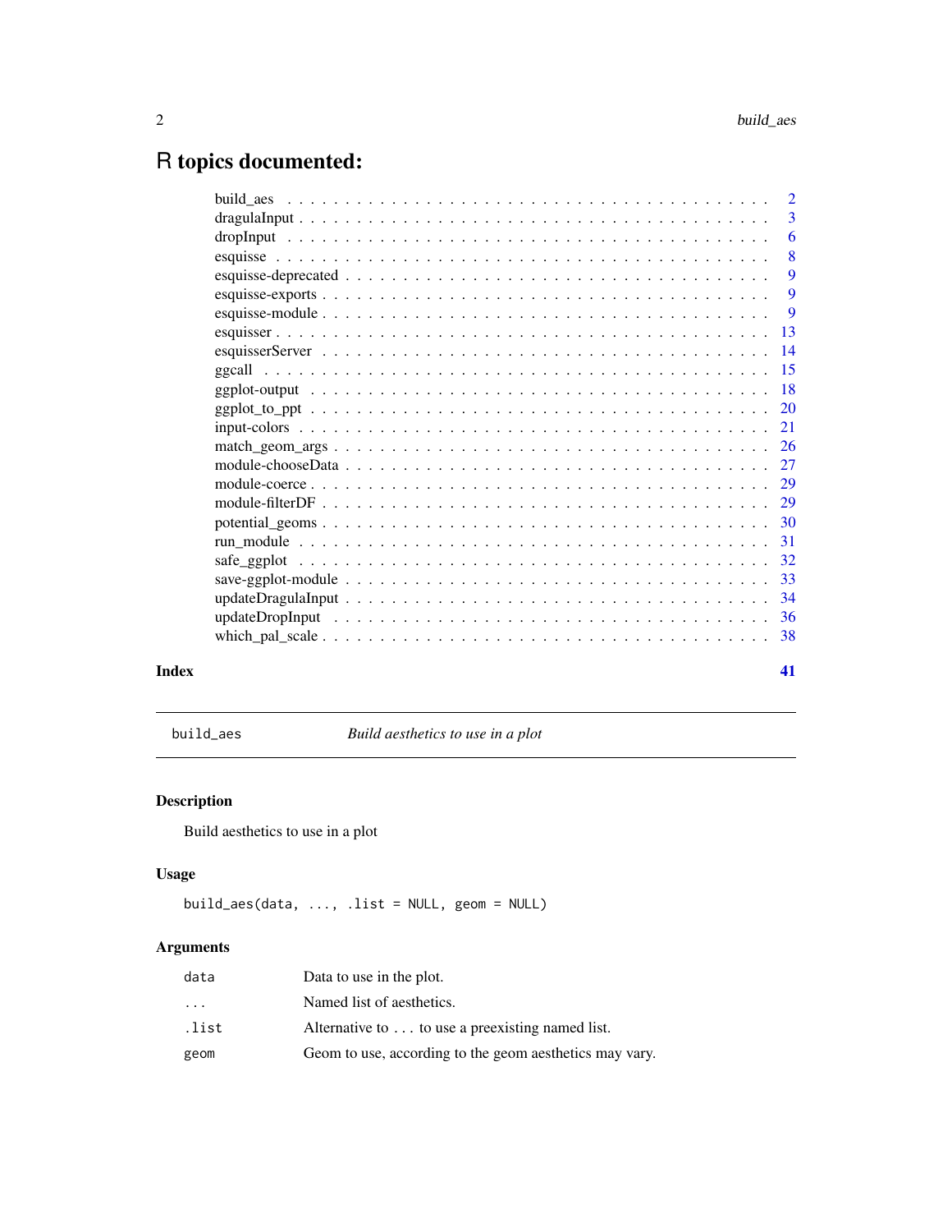# R topics documented:

| | |
|---|---|
| build_aes | 2 |
| dragulaInput | 3 |
| dropInput | 6 |
| esquisse | 8 |
| esquisse-deprecated | 9 |
| esquisse-exports | 9 |
| esquisse-module | 9 |
| esquisser | 13 |
| esquisserServer | 14 |
| ggcall | 15 |
| ggplot-output | 18 |
| ggplot_to_ppt | 20 |
| input-colors | 21 |
| match_geom_args | 26 |
| module-chooseData | 27 |
| module-coerce | 29 |
| module-filterDF | 29 |
| potential_geoms | 30 |
| run_module | 31 |
| safe_ggplot | 32 |
| save-ggplot-module | 33 |
| updateDragulaInput | 34 |
| updateDropInput | 36 |
| which_pal_scale | 38 |

**Index** **41**

---

`build_aes` *Build aesthetics to use in a plot*

---

## Description

Build aesthetics to use in a plot

## Usage

```
build_aes(data, ..., .list = NULL, geom = NULL)
```

## Arguments

| | |
|---|---|
| `data` | Data to use in the plot. |
| `...` | Named list of aesthetics. |
| `.list` | Alternative to `...` to use a preexisting named list. |
| `geom` | Geom to use, according to the geom aesthetics may vary. |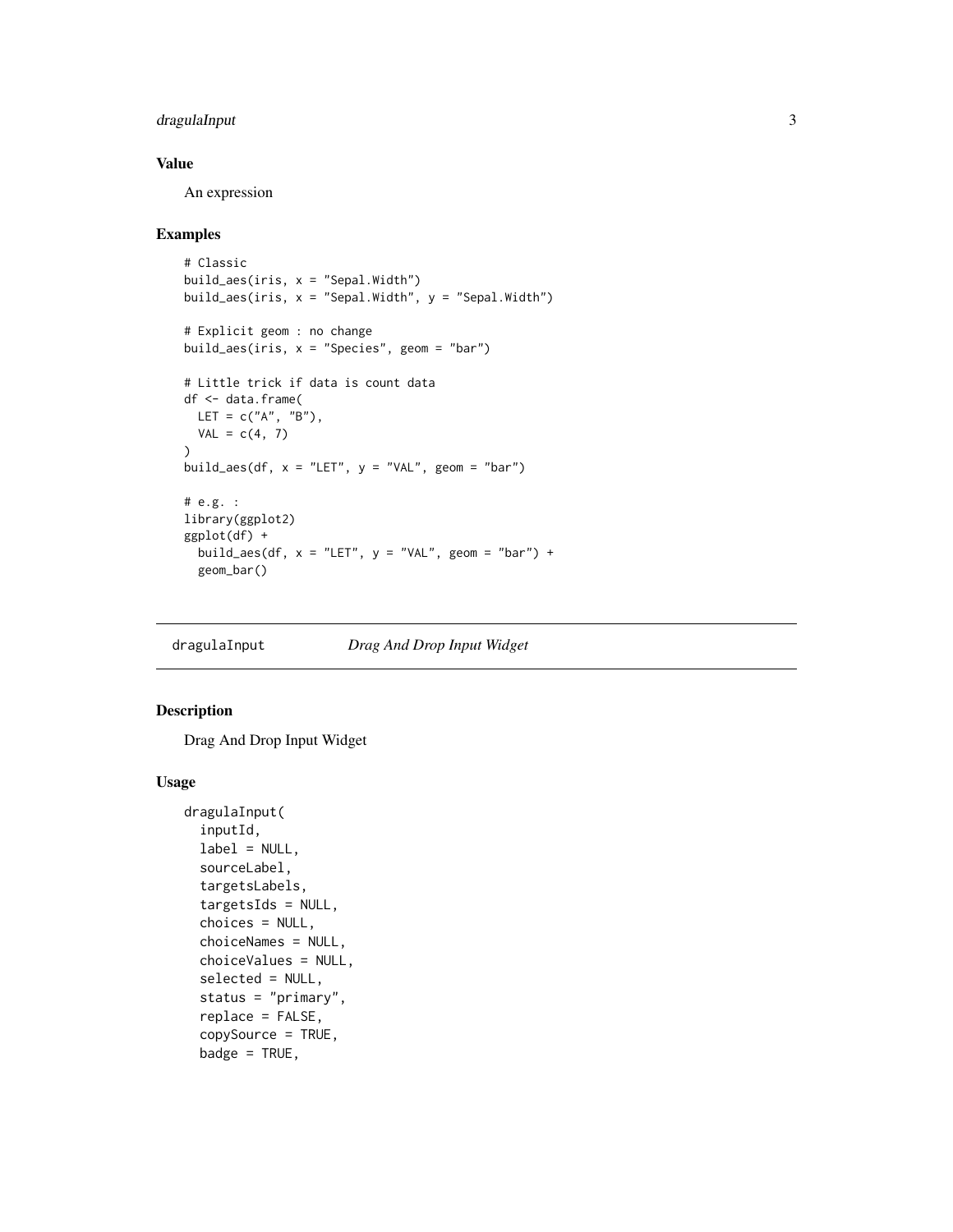## Value

An expression

## Examples

```
# Classic
build_aes(iris, x = "Sepal.Width")
build_aes(iris, x = "Sepal.Width", y = "Sepal.Width")

# Explicit geom : no change
build_aes(iris, x = "Species", geom = "bar")

# Little trick if data is count data
df <- data.frame(
  LET = c("A", "B"),
  VAL = c(4, 7)
)
build_aes(df, x = "LET", y = "VAL", geom = "bar")

# e.g. :
library(ggplot2)
ggplot(df) +
  build_aes(df, x = "LET", y = "VAL", geom = "bar") +
  geom_bar()
```

---

# dragulaInput — *Drag And Drop Input Widget*

---

## Description

Drag And Drop Input Widget

## Usage

```
dragulaInput(
  inputId,
  label = NULL,
  sourceLabel,
  targetsLabels,
  targetsIds = NULL,
  choices = NULL,
  choiceNames = NULL,
  choiceValues = NULL,
  selected = NULL,
  status = "primary",
  replace = FALSE,
  copySource = TRUE,
  badge = TRUE,
```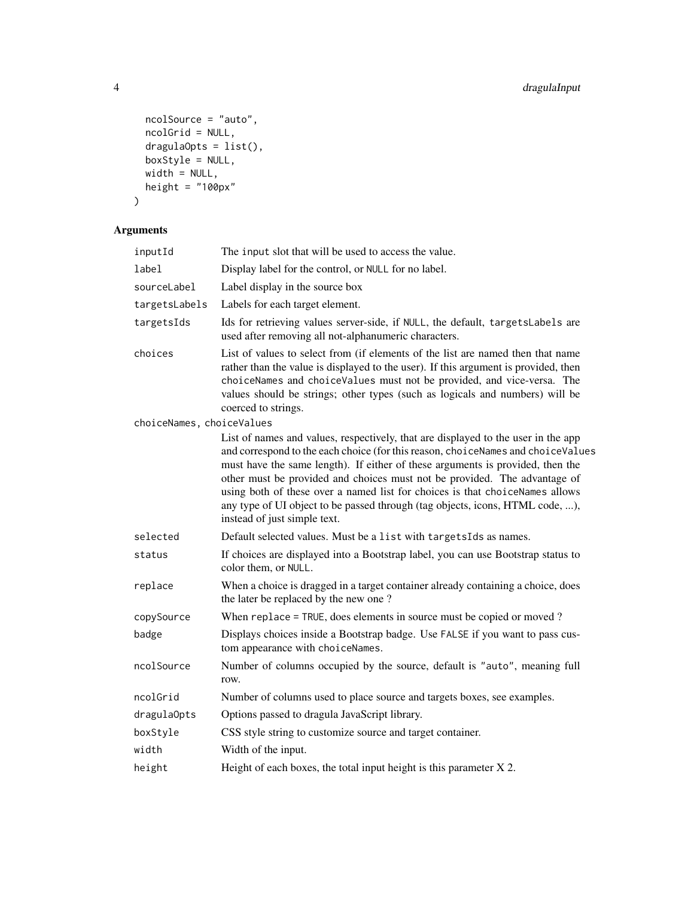```
  ncolSource = "auto",
  ncolGrid = NULL,
  dragulaOpts = list(),
  boxStyle = NULL,
  width = NULL,
  height = "100px"
)
```

## Arguments

| Argument | Description |
|---|---|
| inputId | The input slot that will be used to access the value. |
| label | Display label for the control, or NULL for no label. |
| sourceLabel | Label display in the source box |
| targetsLabels | Labels for each target element. |
| targetsIds | Ids for retrieving values server-side, if NULL, the default, targetsLabels are used after removing all not-alphanumeric characters. |
| choices | List of values to select from (if elements of the list are named then that name rather than the value is displayed to the user). If this argument is provided, then choiceNames and choiceValues must not be provided, and vice-versa. The values should be strings; other types (such as logicals and numbers) will be coerced to strings. |
| choiceNames, choiceValues | List of names and values, respectively, that are displayed to the user in the app and correspond to the each choice (for this reason, choiceNames and choiceValues must have the same length). If either of these arguments is provided, then the other must be provided and choices must not be provided. The advantage of using both of these over a named list for choices is that choiceNames allows any type of UI object to be passed through (tag objects, icons, HTML code, ...), instead of just simple text. |
| selected | Default selected values. Must be a list with targetsIds as names. |
| status | If choices are displayed into a Bootstrap label, you can use Bootstrap status to color them, or NULL. |
| replace | When a choice is dragged in a target container already containing a choice, does the later be replaced by the new one ? |
| copySource | When replace = TRUE, does elements in source must be copied or moved ? |
| badge | Displays choices inside a Bootstrap badge. Use FALSE if you want to pass custom appearance with choiceNames. |
| ncolSource | Number of columns occupied by the source, default is "auto", meaning full row. |
| ncolGrid | Number of columns used to place source and targets boxes, see examples. |
| dragulaOpts | Options passed to dragula JavaScript library. |
| boxStyle | CSS style string to customize source and target container. |
| width | Width of the input. |
| height | Height of each boxes, the total input height is this parameter X 2. |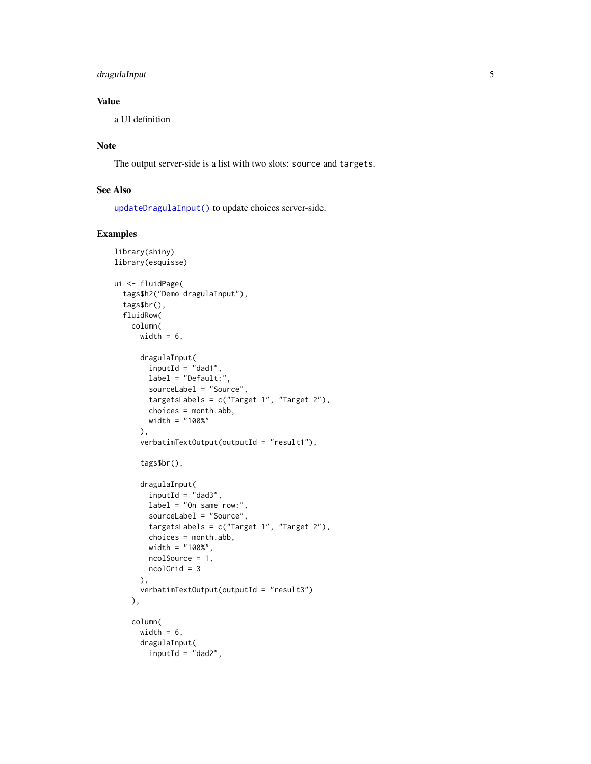## Value

a UI definition

## Note

The output server-side is a list with two slots: `source` and `targets`.

## See Also

`updateDragulaInput()` to update choices server-side.

## Examples

```
library(shiny)
library(esquisse)

ui <- fluidPage(
  tags$h2("Demo dragulaInput"),
  tags$br(),
  fluidRow(
    column(
      width = 6,

      dragulaInput(
        inputId = "dad1",
        label = "Default:",
        sourceLabel = "Source",
        targetsLabels = c("Target 1", "Target 2"),
        choices = month.abb,
        width = "100%"
      ),
      verbatimTextOutput(outputId = "result1"),

      tags$br(),

      dragulaInput(
        inputId = "dad3",
        label = "On same row:",
        sourceLabel = "Source",
        targetsLabels = c("Target 1", "Target 2"),
        choices = month.abb,
        width = "100%",
        ncolSource = 1,
        ncolGrid = 3
      ),
      verbatimTextOutput(outputId = "result3")
    ),

    column(
      width = 6,
      dragulaInput(
        inputId = "dad2",
```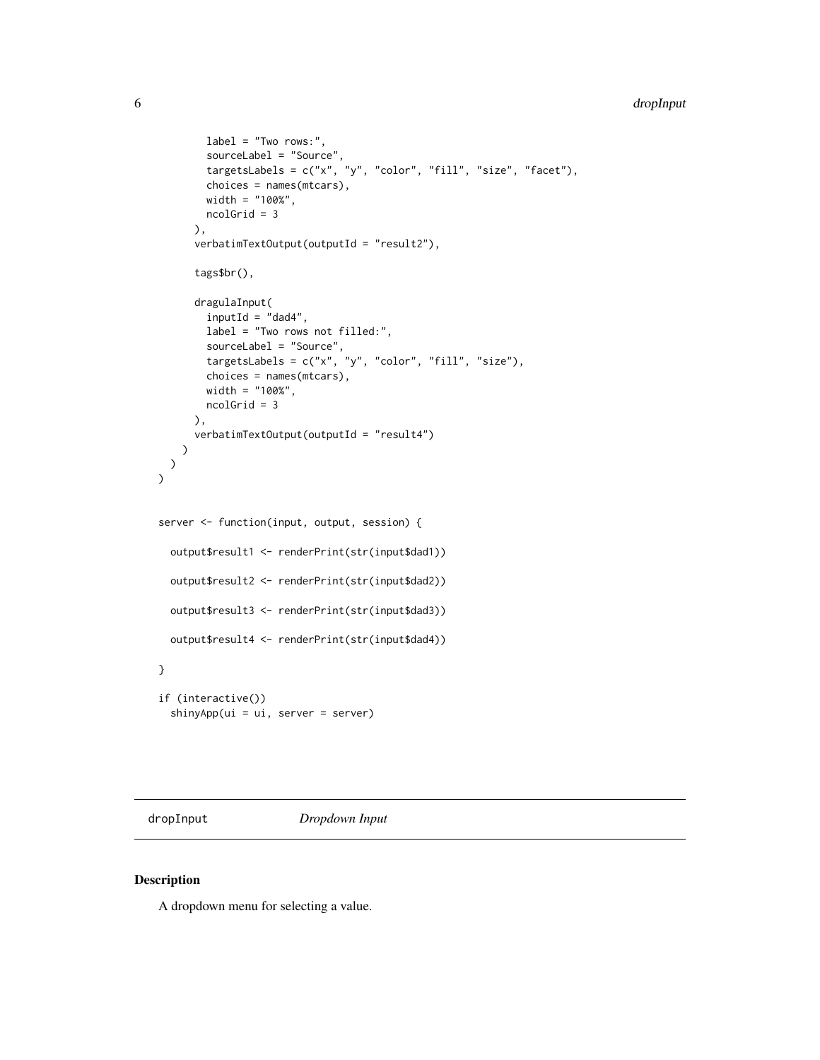```
        label = "Two rows:",
        sourceLabel = "Source",
        targetsLabels = c("x", "y", "color", "fill", "size", "facet"),
        choices = names(mtcars),
        width = "100%",
        ncolGrid = 3
      ),
      verbatimTextOutput(outputId = "result2"),

      tags$br(),

      dragulaInput(
        inputId = "dad4",
        label = "Two rows not filled:",
        sourceLabel = "Source",
        targetsLabels = c("x", "y", "color", "fill", "size"),
        choices = names(mtcars),
        width = "100%",
        ncolGrid = 3
      ),
      verbatimTextOutput(outputId = "result4")
    )
  )
)


server <- function(input, output, session) {

  output$result1 <- renderPrint(str(input$dad1))

  output$result2 <- renderPrint(str(input$dad2))

  output$result3 <- renderPrint(str(input$dad3))

  output$result4 <- renderPrint(str(input$dad4))

}

if (interactive())
  shinyApp(ui = ui, server = server)
```

---

dropInput *Dropdown Input*

---

## Description

A dropdown menu for selecting a value.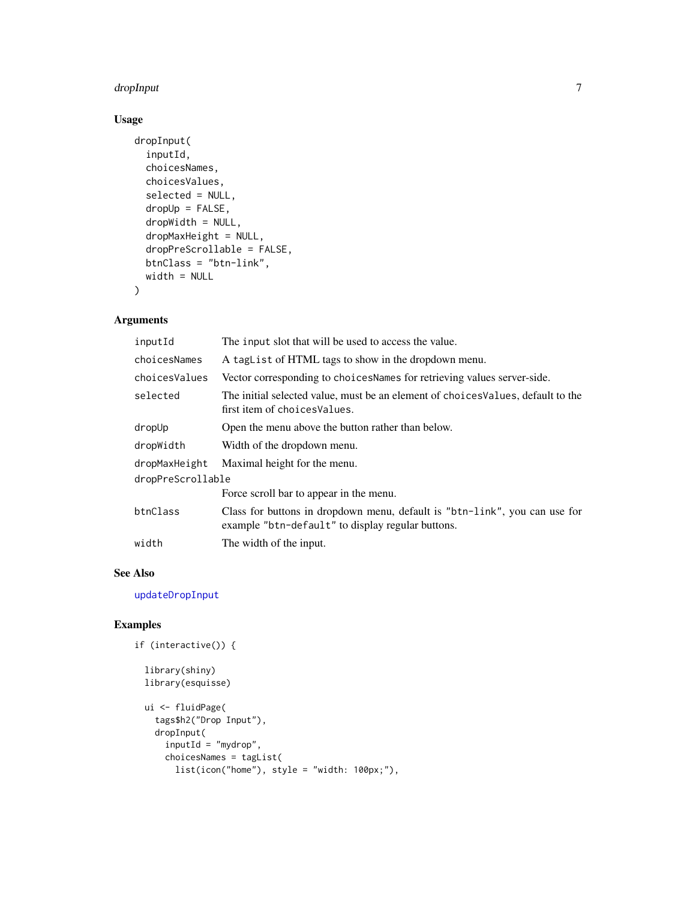## Usage

```
dropInput(
  inputId,
  choicesNames,
  choicesValues,
  selected = NULL,
  dropUp = FALSE,
  dropWidth = NULL,
  dropMaxHeight = NULL,
  dropPreScrollable = FALSE,
  btnClass = "btn-link",
  width = NULL
)
```

## Arguments

| | |
|---|---|
| `inputId` | The `input` slot that will be used to access the value. |
| `choicesNames` | A `tagList` of HTML tags to show in the dropdown menu. |
| `choicesValues` | Vector corresponding to `choicesNames` for retrieving values server-side. |
| `selected` | The initial selected value, must be an element of `choicesValues`, default to the first item of `choicesValues`. |
| `dropUp` | Open the menu above the button rather than below. |
| `dropWidth` | Width of the dropdown menu. |
| `dropMaxHeight` | Maximal height for the menu. |
| `dropPreScrollable` | Force scroll bar to appear in the menu. |
| `btnClass` | Class for buttons in dropdown menu, default is `"btn-link"`, you can use for example `"btn-default"` to display regular buttons. |
| `width` | The width of the input. |

## See Also

updateDropInput

## Examples

```
if (interactive()) {

  library(shiny)
  library(esquisse)

  ui <- fluidPage(
    tags$h2("Drop Input"),
    dropInput(
      inputId = "mydrop",
      choicesNames = tagList(
        list(icon("home"), style = "width: 100px;"),
```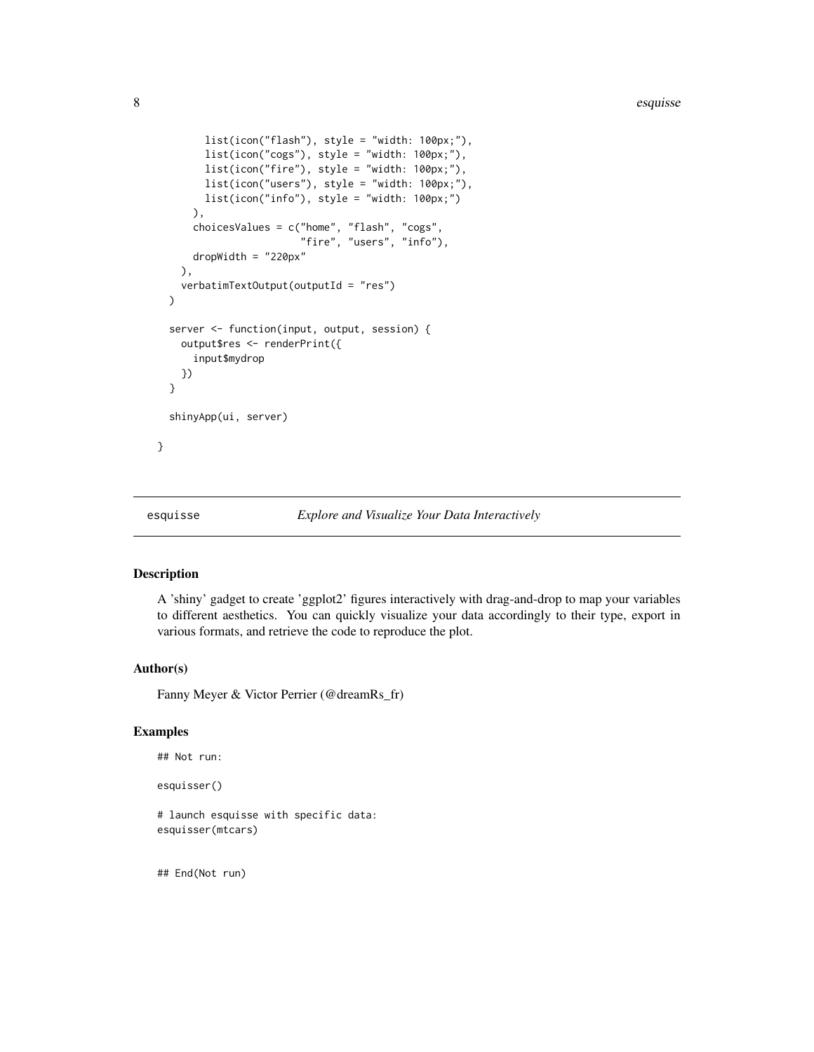```
    list(icon("flash"), style = "width: 100px;"),
    list(icon("cogs"), style = "width: 100px;"),
    list(icon("fire"), style = "width: 100px;"),
    list(icon("users"), style = "width: 100px;"),
    list(icon("info"), style = "width: 100px;")
  ),
  choicesValues = c("home", "flash", "cogs",
                    "fire", "users", "info"),
  dropWidth = "220px"
),
verbatimTextOutput(outputId = "res")
)

server <- function(input, output, session) {
  output$res <- renderPrint({
    input$mydrop
  })
}

shinyApp(ui, server)

}
```

## esquisse — *Explore and Visualize Your Data Interactively*

### Description

A 'shiny' gadget to create 'ggplot2' figures interactively with drag-and-drop to map your variables to different aesthetics. You can quickly visualize your data accordingly to their type, export in various formats, and retrieve the code to reproduce the plot.

### Author(s)

Fanny Meyer & Victor Perrier (@dreamRs_fr)

### Examples

```
## Not run:

esquisser()

# launch esquisse with specific data:
esquisser(mtcars)


## End(Not run)
```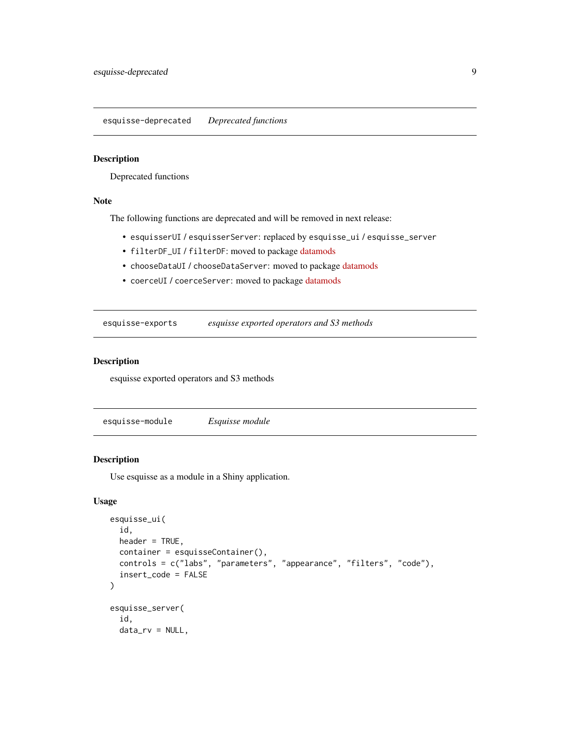## esquisse-deprecated — *Deprecated functions*

### Description

Deprecated functions

### Note

The following functions are deprecated and will be removed in next release:

- `esquisserUI` / `esquisserServer`: replaced by `esquisse_ui` / `esquisse_server`
- `filterDF_UI` / `filterDF`: moved to package datamods
- `chooseDataUI` / `chooseDataServer`: moved to package datamods
- `coerceUI` / `coerceServer`: moved to package datamods

## esquisse-exports — *esquisse exported operators and S3 methods*

### Description

esquisse exported operators and S3 methods

## esquisse-module — *Esquisse module*

### Description

Use esquisse as a module in a Shiny application.

### Usage

```
esquisse_ui(
  id,
  header = TRUE,
  container = esquisseContainer(),
  controls = c("labs", "parameters", "appearance", "filters", "code"),
  insert_code = FALSE
)

esquisse_server(
  id,
  data_rv = NULL,
```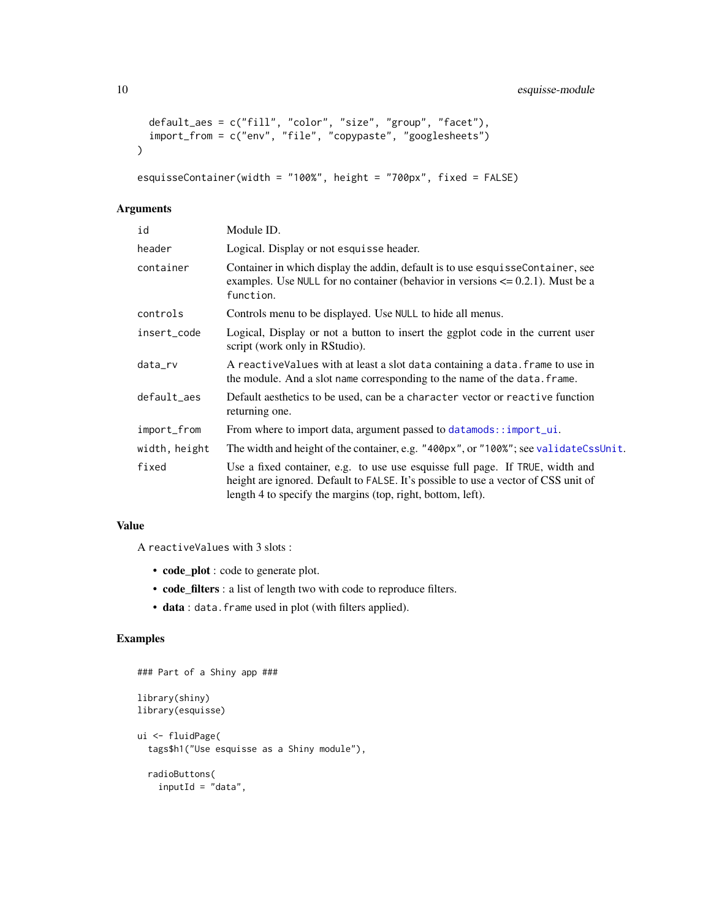```
  default_aes = c("fill", "color", "size", "group", "facet"),
  import_from = c("env", "file", "copypaste", "googlesheets")
)

esquisseContainer(width = "100%", height = "700px", fixed = FALSE)
```

## Arguments

| | |
|---|---|
| id | Module ID. |
| header | Logical. Display or not esquisse header. |
| container | Container in which display the addin, default is to use esquisseContainer, see examples. Use NULL for no container (behavior in versions <= 0.2.1). Must be a function. |
| controls | Controls menu to be displayed. Use NULL to hide all menus. |
| insert_code | Logical, Display or not a button to insert the ggplot code in the current user script (work only in RStudio). |
| data_rv | A reactiveValues with at least a slot data containing a data.frame to use in the module. And a slot name corresponding to the name of the data.frame. |
| default_aes | Default aesthetics to be used, can be a character vector or reactive function returning one. |
| import_from | From where to import data, argument passed to datamods::import_ui. |
| width, height | The width and height of the container, e.g. "400px", or "100%"; see validateCssUnit. |
| fixed | Use a fixed container, e.g. to use use esquisse full page. If TRUE, width and height are ignored. Default to FALSE. It's possible to use a vector of CSS unit of length 4 to specify the margins (top, right, bottom, left). |

## Value

A reactiveValues with 3 slots :

- **code_plot** : code to generate plot.
- **code_filters** : a list of length two with code to reproduce filters.
- **data** : data.frame used in plot (with filters applied).

## Examples

```
### Part of a Shiny app ###

library(shiny)
library(esquisse)

ui <- fluidPage(
  tags$h1("Use esquisse as a Shiny module"),

  radioButtons(
    inputId = "data",
```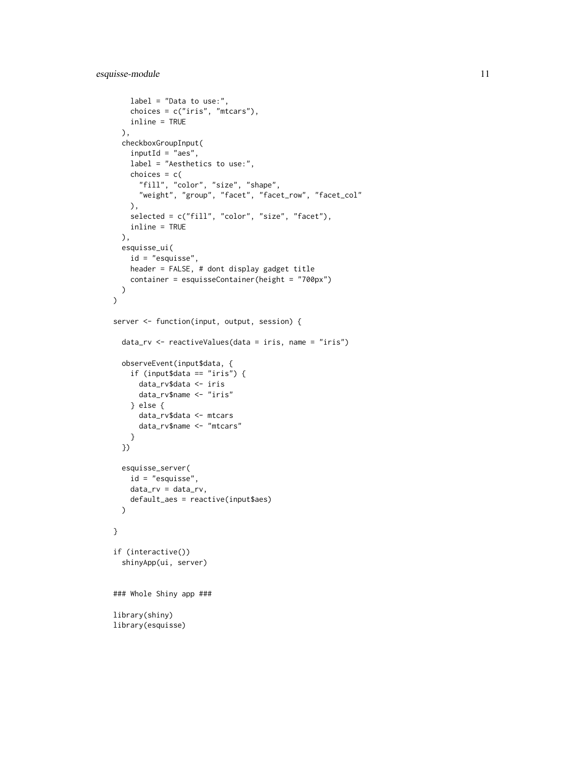```
    label = "Data to use:",
    choices = c("iris", "mtcars"),
    inline = TRUE
  ),
  checkboxGroupInput(
    inputId = "aes",
    label = "Aesthetics to use:",
    choices = c(
      "fill", "color", "size", "shape",
      "weight", "group", "facet", "facet_row", "facet_col"
    ),
    selected = c("fill", "color", "size", "facet"),
    inline = TRUE
  ),
  esquisse_ui(
    id = "esquisse",
    header = FALSE, # dont display gadget title
    container = esquisseContainer(height = "700px")
  )
)

server <- function(input, output, session) {

  data_rv <- reactiveValues(data = iris, name = "iris")

  observeEvent(input$data, {
    if (input$data == "iris") {
      data_rv$data <- iris
      data_rv$name <- "iris"
    } else {
      data_rv$data <- mtcars
      data_rv$name <- "mtcars"
    }
  })

  esquisse_server(
    id = "esquisse",
    data_rv = data_rv,
    default_aes = reactive(input$aes)
  )

}

if (interactive())
  shinyApp(ui, server)


### Whole Shiny app ###

library(shiny)
library(esquisse)
```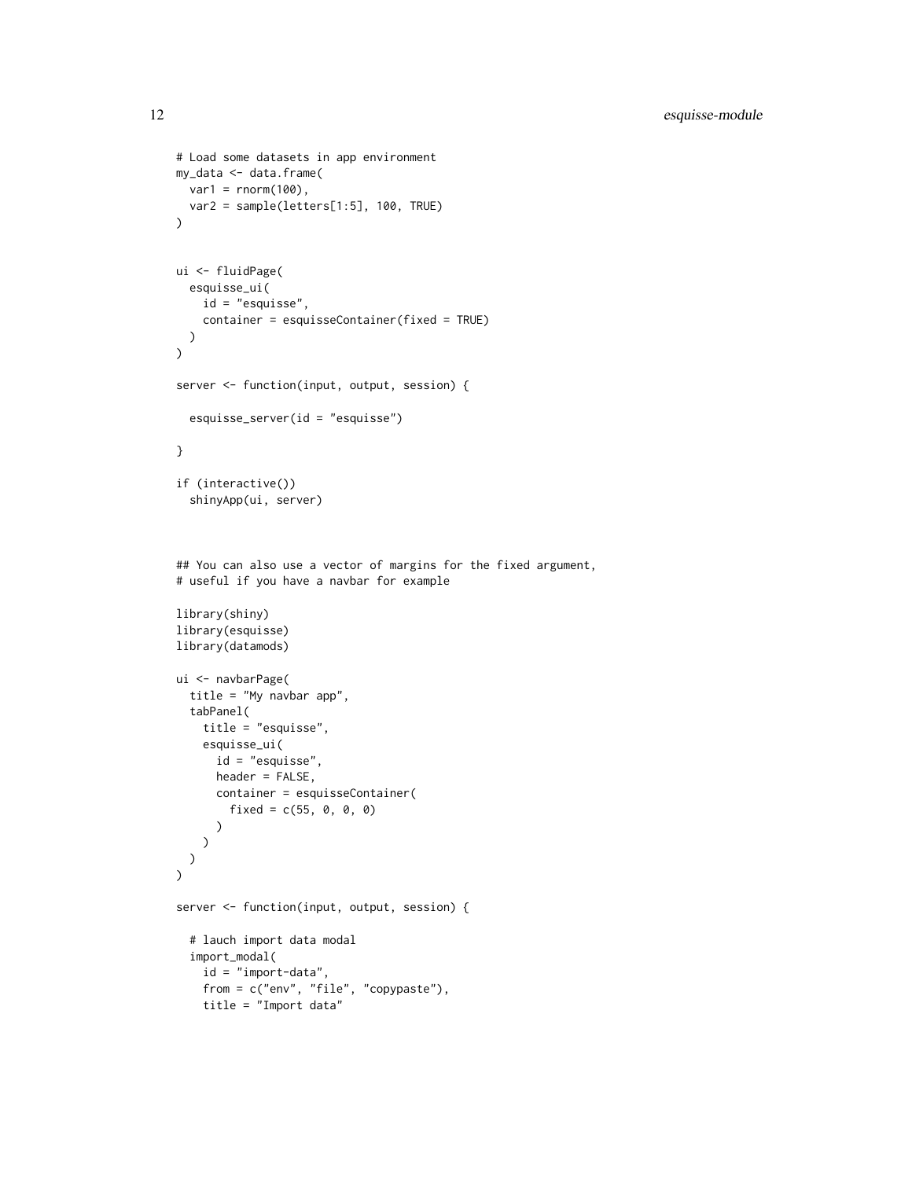```
# Load some datasets in app environment
my_data <- data.frame(
  var1 = rnorm(100),
  var2 = sample(letters[1:5], 100, TRUE)
)


ui <- fluidPage(
  esquisse_ui(
    id = "esquisse",
    container = esquisseContainer(fixed = TRUE)
  )
)

server <- function(input, output, session) {

  esquisse_server(id = "esquisse")

}

if (interactive())
  shinyApp(ui, server)



## You can also use a vector of margins for the fixed argument,
# useful if you have a navbar for example

library(shiny)
library(esquisse)
library(datamods)

ui <- navbarPage(
  title = "My navbar app",
  tabPanel(
    title = "esquisse",
    esquisse_ui(
      id = "esquisse",
      header = FALSE,
      container = esquisseContainer(
        fixed = c(55, 0, 0, 0)
      )
    )
  )
)

server <- function(input, output, session) {

  # lauch import data modal
  import_modal(
    id = "import-data",
    from = c("env", "file", "copypaste"),
    title = "Import data"
```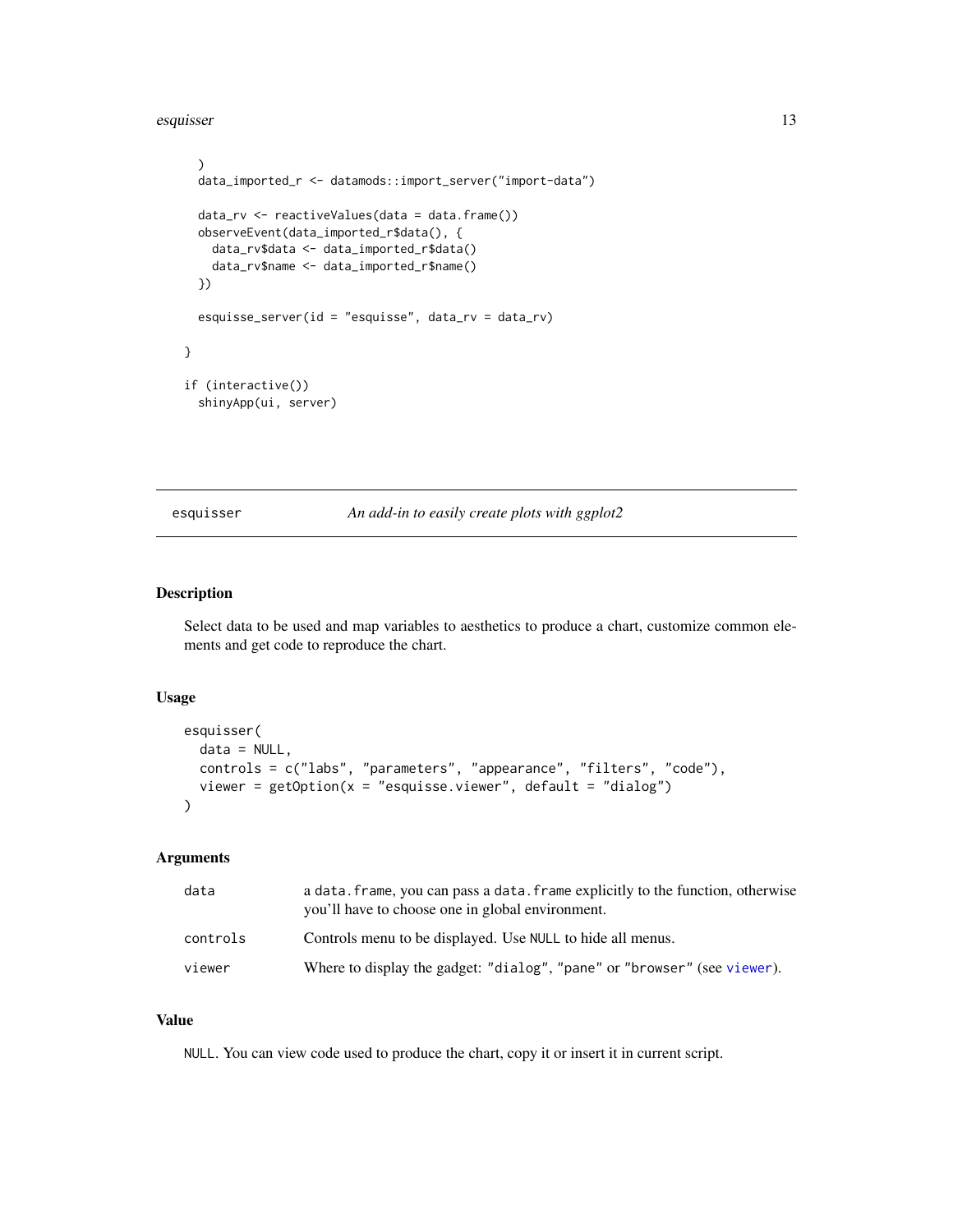```
  )
  data_imported_r <- datamods::import_server("import-data")

  data_rv <- reactiveValues(data = data.frame())
  observeEvent(data_imported_r$data(), {
    data_rv$data <- data_imported_r$data()
    data_rv$name <- data_imported_r$name()
  })

  esquisse_server(id = "esquisse", data_rv = data_rv)

}

if (interactive())
  shinyApp(ui, server)
```

## esquisser — *An add-in to easily create plots with ggplot2*

### Description

Select data to be used and map variables to aesthetics to produce a chart, customize common elements and get code to reproduce the chart.

### Usage

```
esquisser(
  data = NULL,
  controls = c("labs", "parameters", "appearance", "filters", "code"),
  viewer = getOption(x = "esquisse.viewer", default = "dialog")
)
```

### Arguments

| | |
|---|---|
| `data` | a `data.frame`, you can pass a `data.frame` explicitly to the function, otherwise you'll have to choose one in global environment. |
| `controls` | Controls menu to be displayed. Use `NULL` to hide all menus. |
| `viewer` | Where to display the gadget: `"dialog"`, `"pane"` or `"browser"` (see `viewer`). |

### Value

`NULL`. You can view code used to produce the chart, copy it or insert it in current script.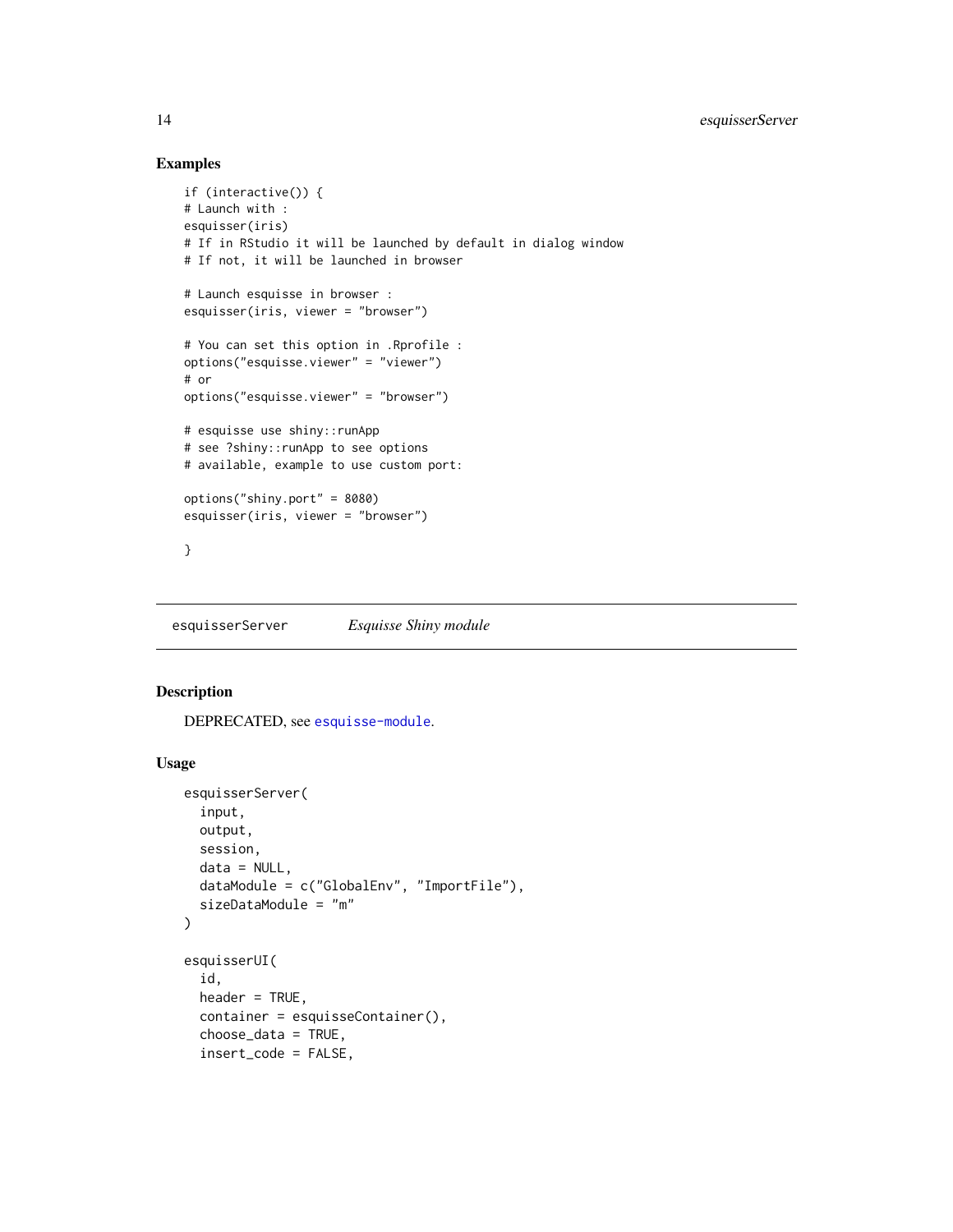## Examples

```
if (interactive()) {
# Launch with :
esquisser(iris)
# If in RStudio it will be launched by default in dialog window
# If not, it will be launched in browser

# Launch esquisse in browser :
esquisser(iris, viewer = "browser")

# You can set this option in .Rprofile :
options("esquisse.viewer" = "viewer")
# or
options("esquisse.viewer" = "browser")

# esquisse use shiny::runApp
# see ?shiny::runApp to see options
# available, example to use custom port:

options("shiny.port" = 8080)
esquisser(iris, viewer = "browser")

}
```

---

# esquisserServer *Esquisse Shiny module*

## Description

DEPRECATED, see esquisse-module.

## Usage

```
esquisserServer(
  input,
  output,
  session,
  data = NULL,
  dataModule = c("GlobalEnv", "ImportFile"),
  sizeDataModule = "m"
)

esquisserUI(
  id,
  header = TRUE,
  container = esquisseContainer(),
  choose_data = TRUE,
  insert_code = FALSE,
```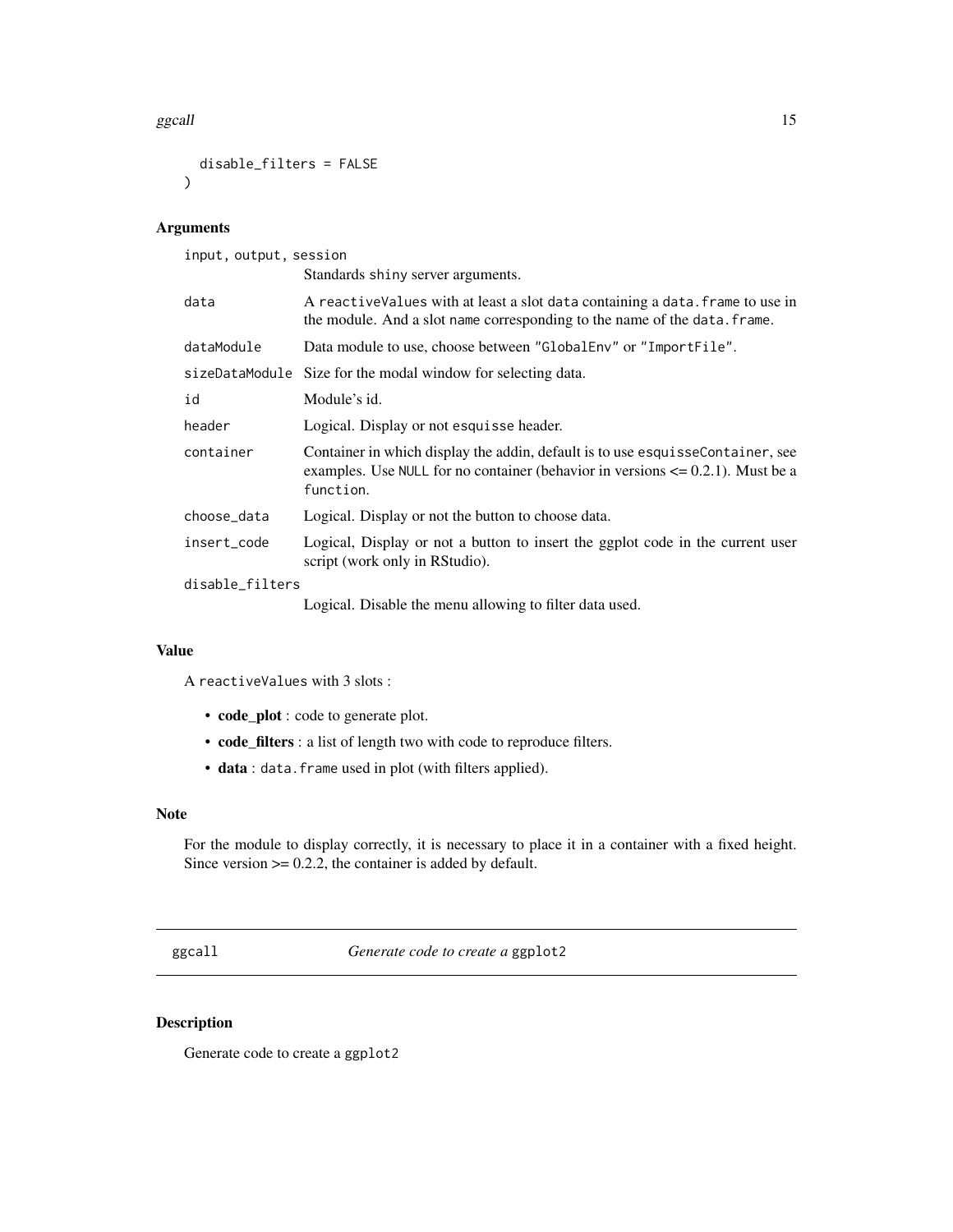```
  disable_filters = FALSE
)
```

## Arguments

| | |
|---|---|
| input, output, session | Standards shiny server arguments. |
| data | A reactiveValues with at least a slot data containing a data.frame to use in the module. And a slot name corresponding to the name of the data.frame. |
| dataModule | Data module to use, choose between "GlobalEnv" or "ImportFile". |
| sizeDataModule | Size for the modal window for selecting data. |
| id | Module's id. |
| header | Logical. Display or not esquisse header. |
| container | Container in which display the addin, default is to use esquisseContainer, see examples. Use NULL for no container (behavior in versions <= 0.2.1). Must be a function. |
| choose_data | Logical. Display or not the button to choose data. |
| insert_code | Logical, Display or not a button to insert the ggplot code in the current user script (work only in RStudio). |
| disable_filters | Logical. Disable the menu allowing to filter data used. |

## Value

A reactiveValues with 3 slots :

- **code_plot** : code to generate plot.
- **code_filters** : a list of length two with code to reproduce filters.
- **data** : data.frame used in plot (with filters applied).

## Note

For the module to display correctly, it is necessary to place it in a container with a fixed height. Since version >= 0.2.2, the container is added by default.

---

# ggcall — *Generate code to create a* ggplot2

## Description

Generate code to create a ggplot2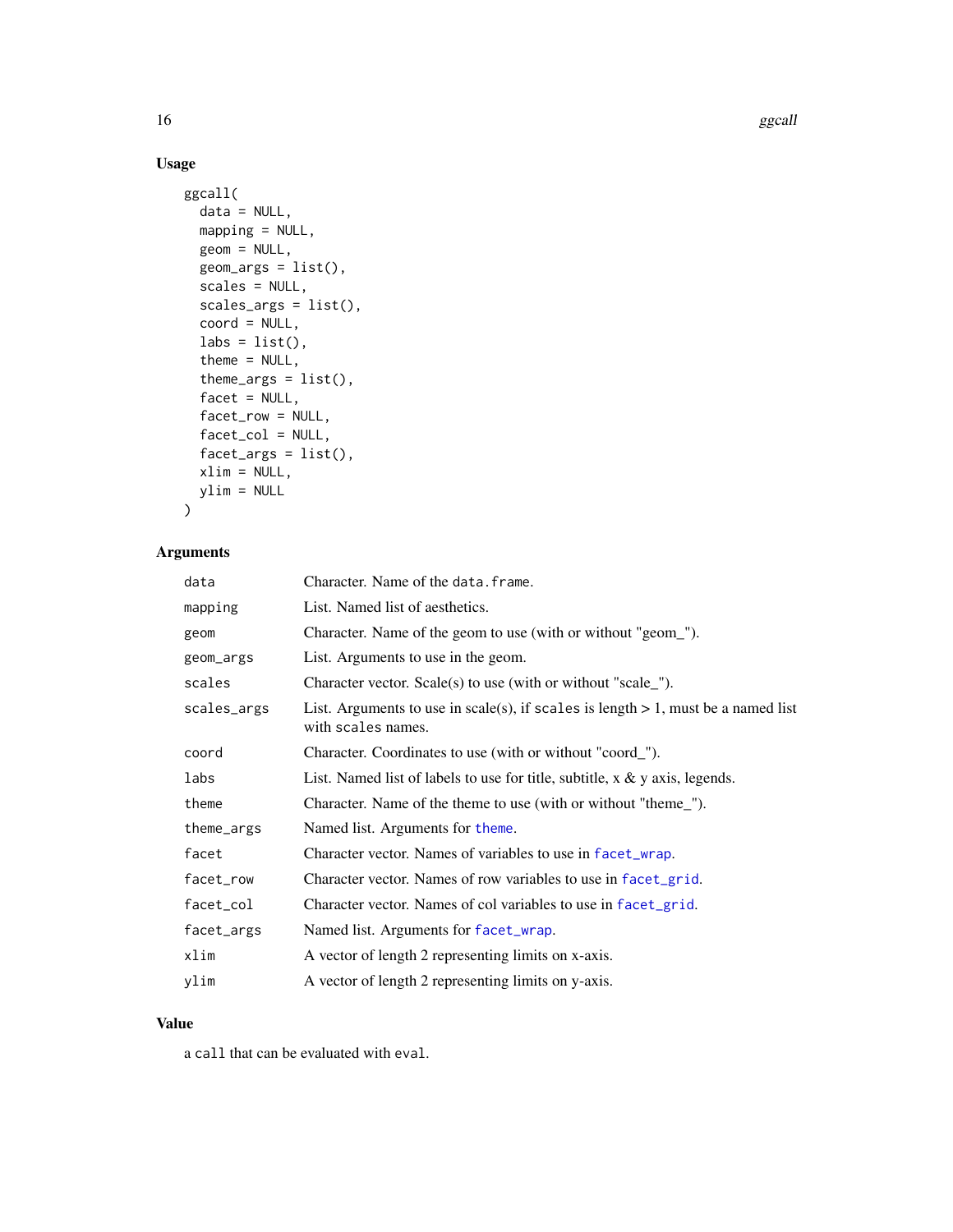### Usage

```
ggcall(
  data = NULL,
  mapping = NULL,
  geom = NULL,
  geom_args = list(),
  scales = NULL,
  scales_args = list(),
  coord = NULL,
  labs = list(),
  theme = NULL,
  theme_args = list(),
  facet = NULL,
  facet_row = NULL,
  facet_col = NULL,
  facet_args = list(),
  xlim = NULL,
  ylim = NULL
)
```

### Arguments

| | |
|---|---|
| `data` | Character. Name of the `data.frame`. |
| `mapping` | List. Named list of aesthetics. |
| `geom` | Character. Name of the geom to use (with or without "geom_"). |
| `geom_args` | List. Arguments to use in the geom. |
| `scales` | Character vector. Scale(s) to use (with or without "scale_"). |
| `scales_args` | List. Arguments to use in scale(s), if `scales` is length > 1, must be a named list with `scales` names. |
| `coord` | Character. Coordinates to use (with or without "coord_"). |
| `labs` | List. Named list of labels to use for title, subtitle, x & y axis, legends. |
| `theme` | Character. Name of the theme to use (with or without "theme_"). |
| `theme_args` | Named list. Arguments for `theme`. |
| `facet` | Character vector. Names of variables to use in `facet_wrap`. |
| `facet_row` | Character vector. Names of row variables to use in `facet_grid`. |
| `facet_col` | Character vector. Names of col variables to use in `facet_grid`. |
| `facet_args` | Named list. Arguments for `facet_wrap`. |
| `xlim` | A vector of length 2 representing limits on x-axis. |
| `ylim` | A vector of length 2 representing limits on y-axis. |

### Value

a `call` that can be evaluated with `eval`.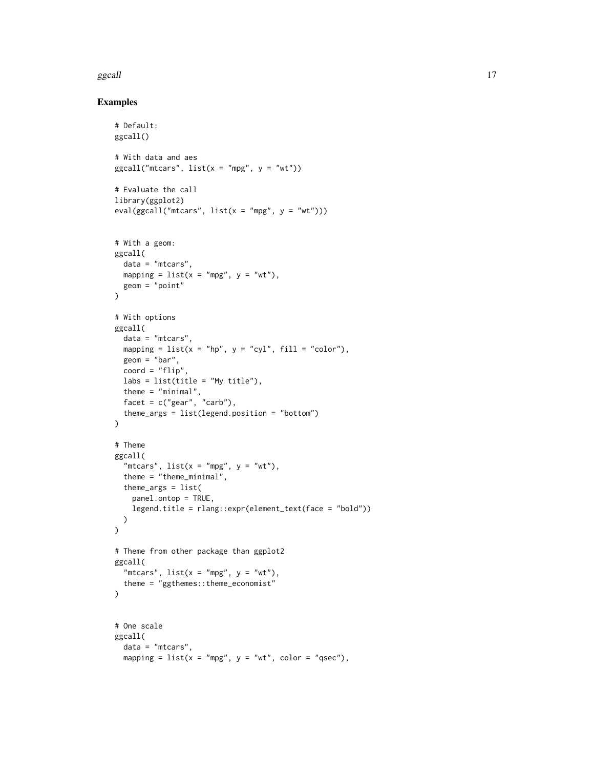## Examples

```
# Default:
ggcall()

# With data and aes
ggcall("mtcars", list(x = "mpg", y = "wt"))

# Evaluate the call
library(ggplot2)
eval(ggcall("mtcars", list(x = "mpg", y = "wt")))


# With a geom:
ggcall(
  data = "mtcars",
  mapping = list(x = "mpg", y = "wt"),
  geom = "point"
)

# With options
ggcall(
  data = "mtcars",
  mapping = list(x = "hp", y = "cyl", fill = "color"),
  geom = "bar",
  coord = "flip",
  labs = list(title = "My title"),
  theme = "minimal",
  facet = c("gear", "carb"),
  theme_args = list(legend.position = "bottom")
)

# Theme
ggcall(
  "mtcars", list(x = "mpg", y = "wt"),
  theme = "theme_minimal",
  theme_args = list(
    panel.ontop = TRUE,
    legend.title = rlang::expr(element_text(face = "bold"))
  )
)

# Theme from other package than ggplot2
ggcall(
  "mtcars", list(x = "mpg", y = "wt"),
  theme = "ggthemes::theme_economist"
)


# One scale
ggcall(
  data = "mtcars",
  mapping = list(x = "mpg", y = "wt", color = "qsec"),
```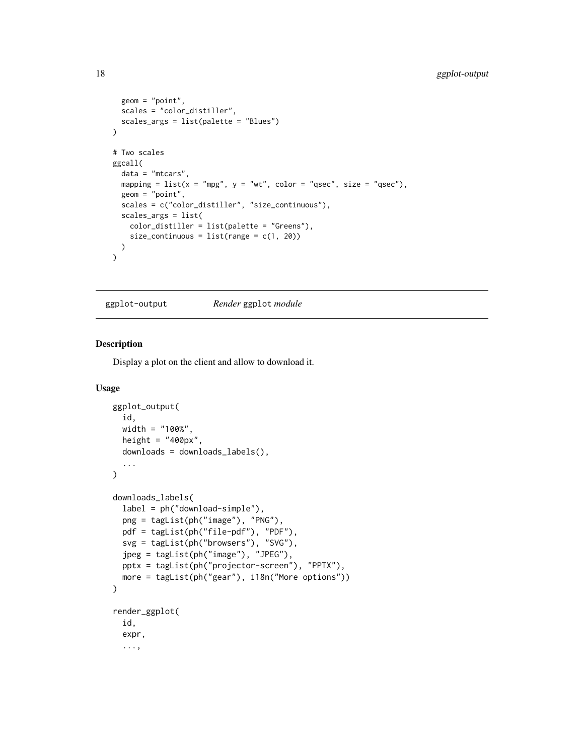```
  geom = "point",
  scales = "color_distiller",
  scales_args = list(palette = "Blues")
)

# Two scales
ggcall(
  data = "mtcars",
  mapping = list(x = "mpg", y = "wt", color = "qsec", size = "qsec"),
  geom = "point",
  scales = c("color_distiller", "size_continuous"),
  scales_args = list(
    color_distiller = list(palette = "Greens"),
    size_continuous = list(range = c(1, 20))
  )
)
```

## ggplot-output    *Render* ggplot *module*

### Description

Display a plot on the client and allow to download it.

### Usage

```
ggplot_output(
  id,
  width = "100%",
  height = "400px",
  downloads = downloads_labels(),
  ...
)

downloads_labels(
  label = ph("download-simple"),
  png = tagList(ph("image"), "PNG"),
  pdf = tagList(ph("file-pdf"), "PDF"),
  svg = tagList(ph("browsers"), "SVG"),
  jpeg = tagList(ph("image"), "JPEG"),
  pptx = tagList(ph("projector-screen"), "PPTX"),
  more = tagList(ph("gear"), i18n("More options"))
)

render_ggplot(
  id,
  expr,
  ...,
```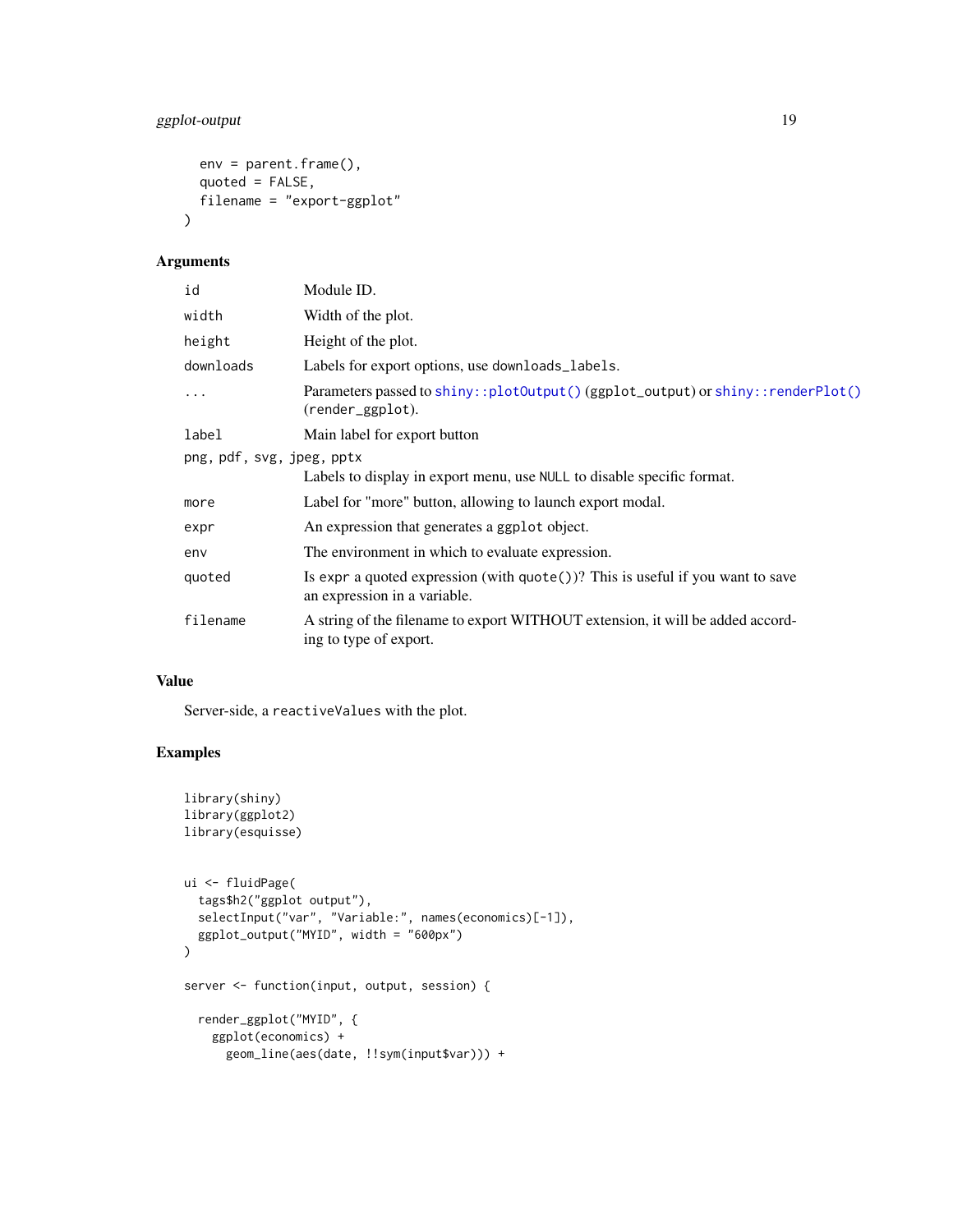```
  env = parent.frame(),
  quoted = FALSE,
  filename = "export-ggplot"
)
```

## Arguments

| | |
|---|---|
| `id` | Module ID. |
| `width` | Width of the plot. |
| `height` | Height of the plot. |
| `downloads` | Labels for export options, use `downloads_labels`. |
| `...` | Parameters passed to `shiny::plotOutput()` (ggplot_output) or `shiny::renderPlot()` (render_ggplot). |
| `label` | Main label for export button |
| `png, pdf, svg, jpeg, pptx` | Labels to display in export menu, use `NULL` to disable specific format. |
| `more` | Label for "more" button, allowing to launch export modal. |
| `expr` | An expression that generates a `ggplot` object. |
| `env` | The environment in which to evaluate expression. |
| `quoted` | Is `expr` a quoted expression (with `quote()`)? This is useful if you want to save an expression in a variable. |
| `filename` | A string of the filename to export WITHOUT extension, it will be added according to type of export. |

## Value

Server-side, a `reactiveValues` with the plot.

## Examples

```
library(shiny)
library(ggplot2)
library(esquisse)


ui <- fluidPage(
  tags$h2("ggplot output"),
  selectInput("var", "Variable:", names(economics)[-1]),
  ggplot_output("MYID", width = "600px")
)

server <- function(input, output, session) {

  render_ggplot("MYID", {
    ggplot(economics) +
      geom_line(aes(date, !!sym(input$var))) +
```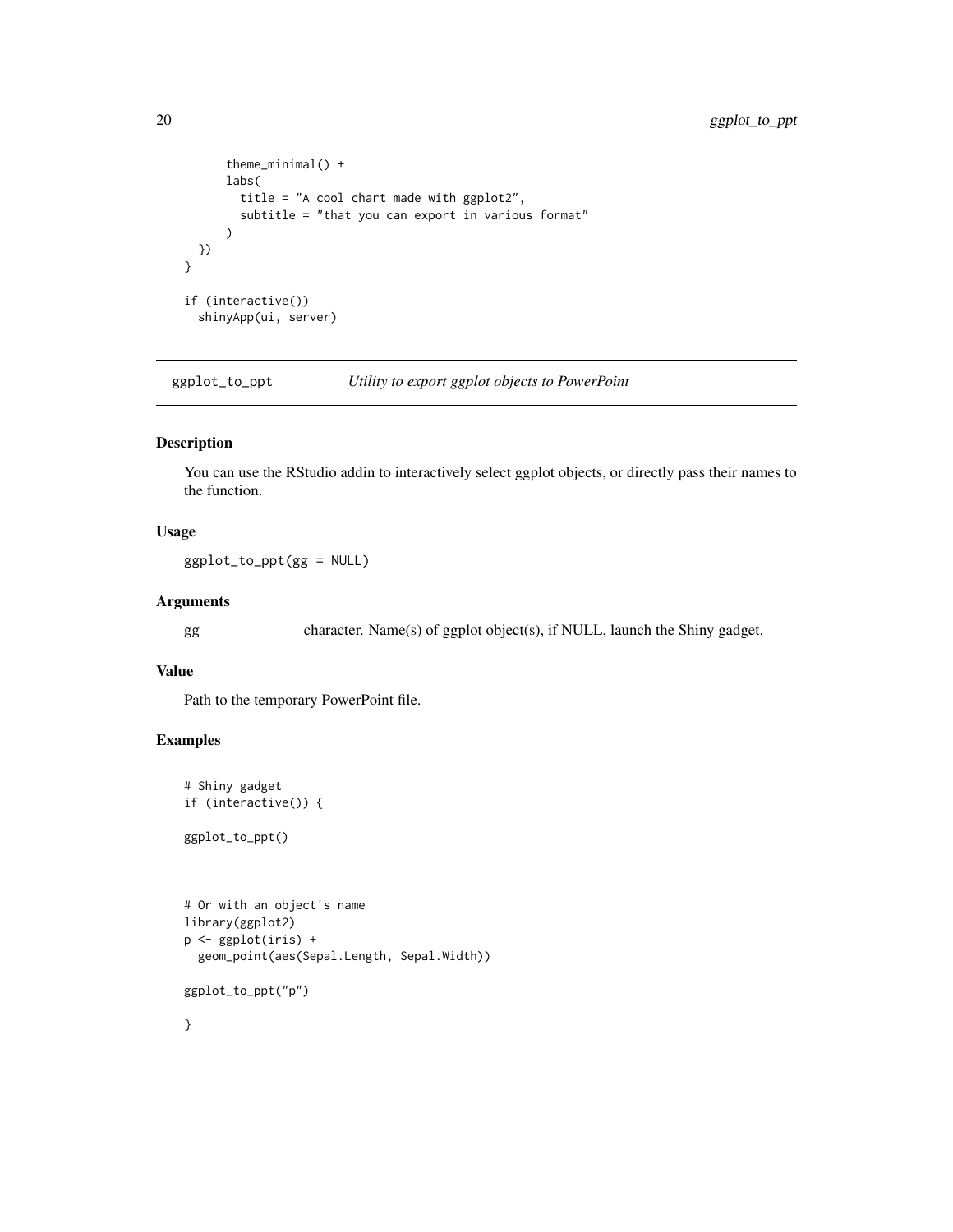```
    theme_minimal() +
    labs(
      title = "A cool chart made with ggplot2",
      subtitle = "that you can export in various format"
    )
  })
}

if (interactive())
  shinyApp(ui, server)
```

## ggplot_to_ppt    *Utility to export ggplot objects to PowerPoint*

### Description

You can use the RStudio addin to interactively select ggplot objects, or directly pass their names to the function.

### Usage

```
ggplot_to_ppt(gg = NULL)
```

### Arguments

| | |
|---|---|
| gg | character. Name(s) of ggplot object(s), if NULL, launch the Shiny gadget. |

### Value

Path to the temporary PowerPoint file.

### Examples

```
# Shiny gadget
if (interactive()) {

ggplot_to_ppt()



# Or with an object's name
library(ggplot2)
p <- ggplot(iris) +
  geom_point(aes(Sepal.Length, Sepal.Width))

ggplot_to_ppt("p")

}
```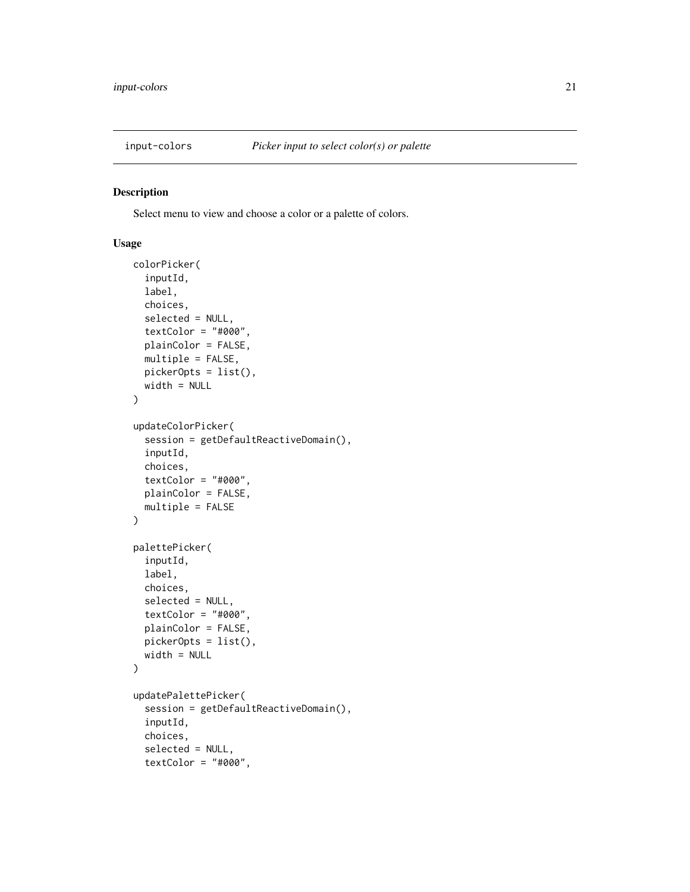## input-colors — *Picker input to select color(s) or palette*

### Description

Select menu to view and choose a color or a palette of colors.

### Usage

```
colorPicker(
  inputId,
  label,
  choices,
  selected = NULL,
  textColor = "#000",
  plainColor = FALSE,
  multiple = FALSE,
  pickerOpts = list(),
  width = NULL
)

updateColorPicker(
  session = getDefaultReactiveDomain(),
  inputId,
  choices,
  textColor = "#000",
  plainColor = FALSE,
  multiple = FALSE
)

palettePicker(
  inputId,
  label,
  choices,
  selected = NULL,
  textColor = "#000",
  plainColor = FALSE,
  pickerOpts = list(),
  width = NULL
)

updatePalettePicker(
  session = getDefaultReactiveDomain(),
  inputId,
  choices,
  selected = NULL,
  textColor = "#000",
```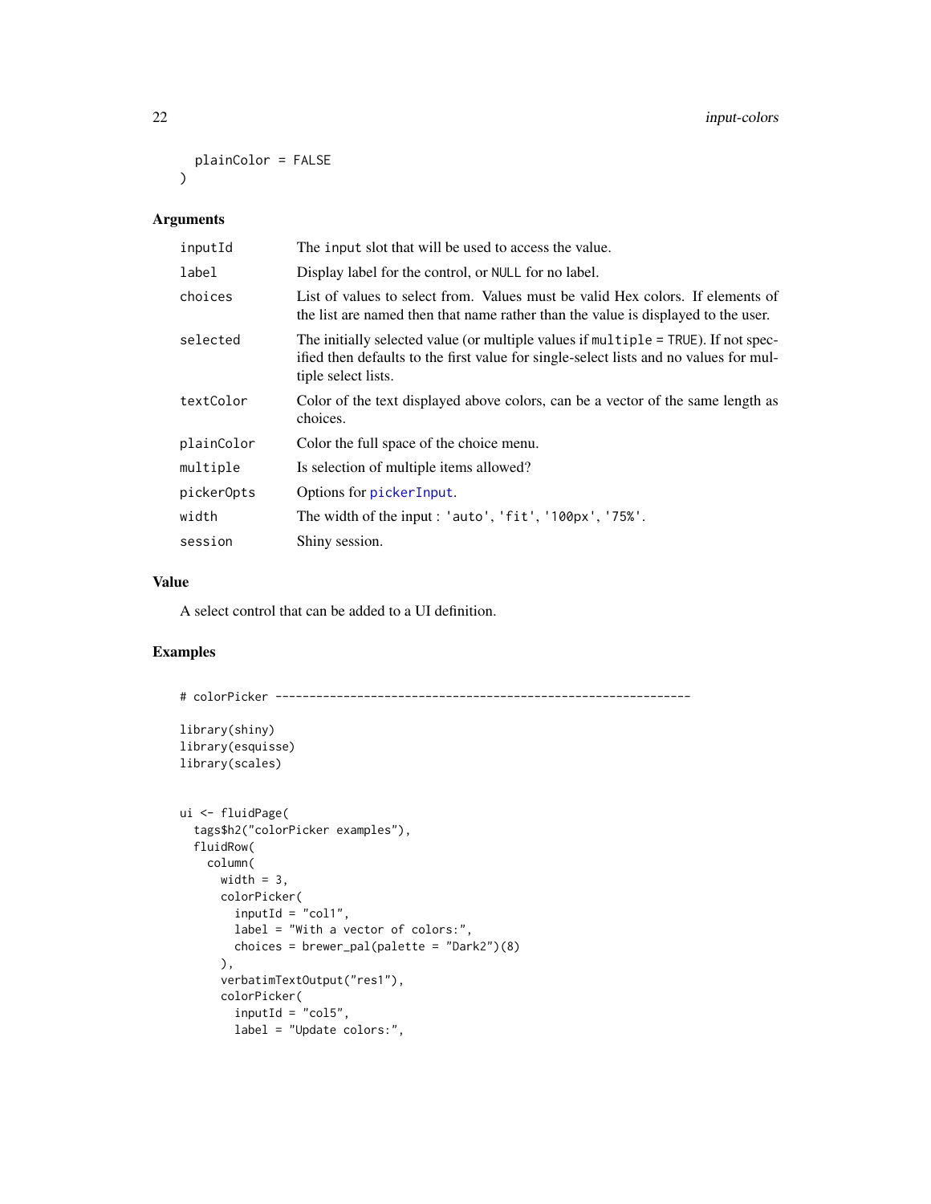```
  plainColor = FALSE
)
```

## Arguments

| | |
|---|---|
| inputId | The input slot that will be used to access the value. |
| label | Display label for the control, or NULL for no label. |
| choices | List of values to select from. Values must be valid Hex colors. If elements of the list are named then that name rather than the value is displayed to the user. |
| selected | The initially selected value (or multiple values if multiple = TRUE). If not specified then defaults to the first value for single-select lists and no values for multiple select lists. |
| textColor | Color of the text displayed above colors, can be a vector of the same length as choices. |
| plainColor | Color the full space of the choice menu. |
| multiple | Is selection of multiple items allowed? |
| pickerOpts | Options for pickerInput. |
| width | The width of the input : 'auto', 'fit', '100px', '75%'. |
| session | Shiny session. |

## Value

A select control that can be added to a UI definition.

## Examples

```
# colorPicker --------------------------------------------------------------

library(shiny)
library(esquisse)
library(scales)


ui <- fluidPage(
  tags$h2("colorPicker examples"),
  fluidRow(
    column(
      width = 3,
      colorPicker(
        inputId = "col1",
        label = "With a vector of colors:",
        choices = brewer_pal(palette = "Dark2")(8)
      ),
      verbatimTextOutput("res1"),
      colorPicker(
        inputId = "col5",
        label = "Update colors:",
```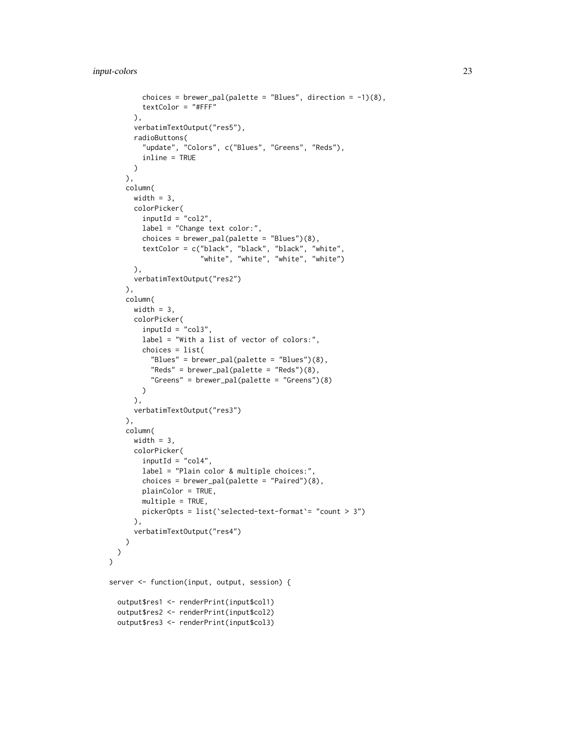```
        choices = brewer_pal(palette = "Blues", direction = -1)(8),
        textColor = "#FFF"
      ),
      verbatimTextOutput("res5"),
      radioButtons(
        "update", "Colors", c("Blues", "Greens", "Reds"),
        inline = TRUE
      )
    ),
    column(
      width = 3,
      colorPicker(
        inputId = "col2",
        label = "Change text color:",
        choices = brewer_pal(palette = "Blues")(8),
        textColor = c("black", "black", "black", "white",
                      "white", "white", "white", "white")
      ),
      verbatimTextOutput("res2")
    ),
    column(
      width = 3,
      colorPicker(
        inputId = "col3",
        label = "With a list of vector of colors:",
        choices = list(
          "Blues" = brewer_pal(palette = "Blues")(8),
          "Reds" = brewer_pal(palette = "Reds")(8),
          "Greens" = brewer_pal(palette = "Greens")(8)
        )
      ),
      verbatimTextOutput("res3")
    ),
    column(
      width = 3,
      colorPicker(
        inputId = "col4",
        label = "Plain color & multiple choices:",
        choices = brewer_pal(palette = "Paired")(8),
        plainColor = TRUE,
        multiple = TRUE,
        pickerOpts = list(`selected-text-format`= "count > 3")
      ),
      verbatimTextOutput("res4")
    )
  )
)

server <- function(input, output, session) {

  output$res1 <- renderPrint(input$col1)
  output$res2 <- renderPrint(input$col2)
  output$res3 <- renderPrint(input$col3)
```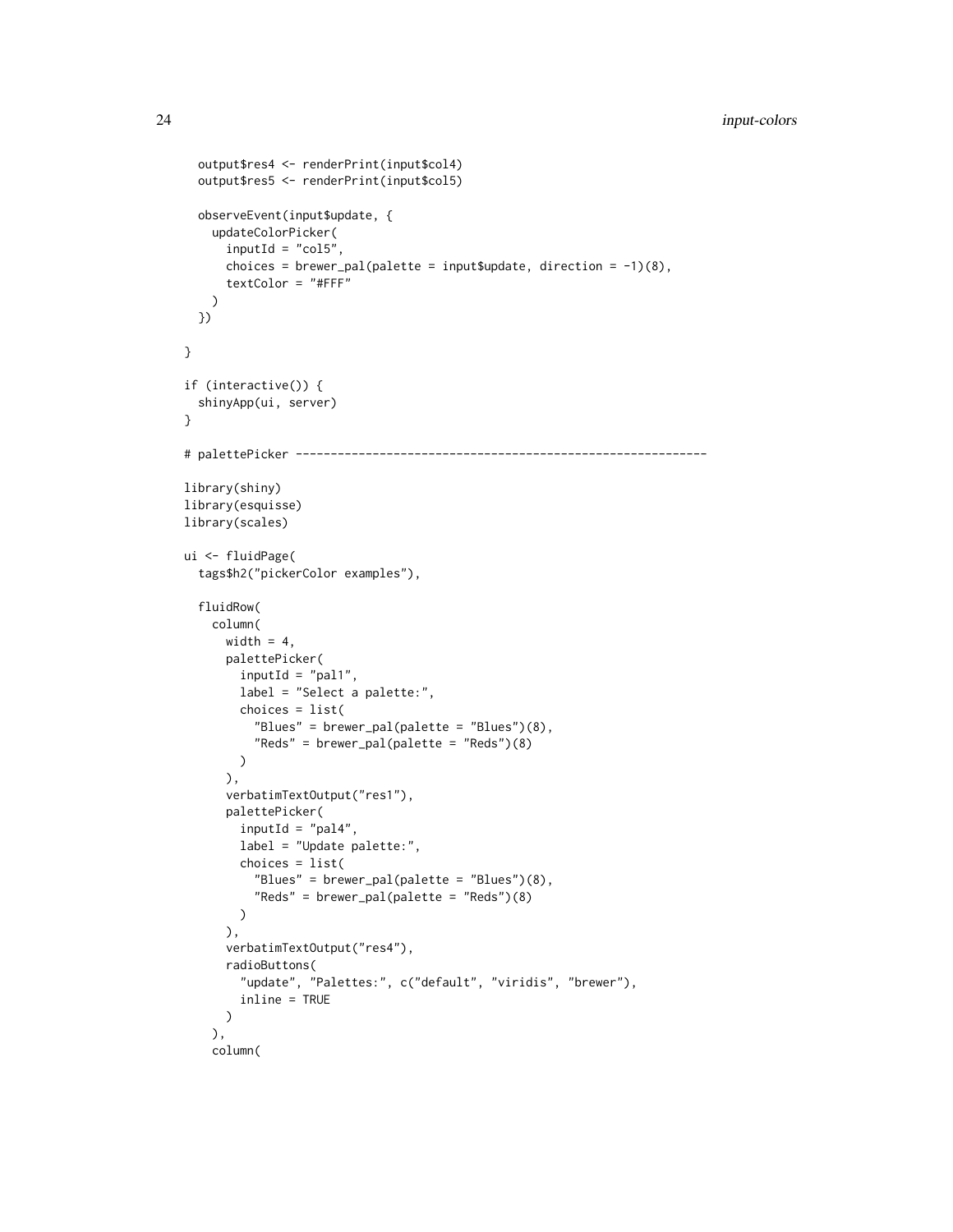```
  output$res4 <- renderPrint(input$col4)
  output$res5 <- renderPrint(input$col5)

  observeEvent(input$update, {
    updateColorPicker(
      inputId = "col5",
      choices = brewer_pal(palette = input$update, direction = -1)(8),
      textColor = "#FFF"
    )
  })

}

if (interactive()) {
  shinyApp(ui, server)
}

# palettePicker ---------------------------------------------------------

library(shiny)
library(esquisse)
library(scales)

ui <- fluidPage(
  tags$h2("pickerColor examples"),

  fluidRow(
    column(
      width = 4,
      palettePicker(
        inputId = "pal1",
        label = "Select a palette:",
        choices = list(
          "Blues" = brewer_pal(palette = "Blues")(8),
          "Reds" = brewer_pal(palette = "Reds")(8)
        )
      ),
      verbatimTextOutput("res1"),
      palettePicker(
        inputId = "pal4",
        label = "Update palette:",
        choices = list(
          "Blues" = brewer_pal(palette = "Blues")(8),
          "Reds" = brewer_pal(palette = "Reds")(8)
        )
      ),
      verbatimTextOutput("res4"),
      radioButtons(
        "update", "Palettes:", c("default", "viridis", "brewer"),
        inline = TRUE
      )
    ),
    column(
```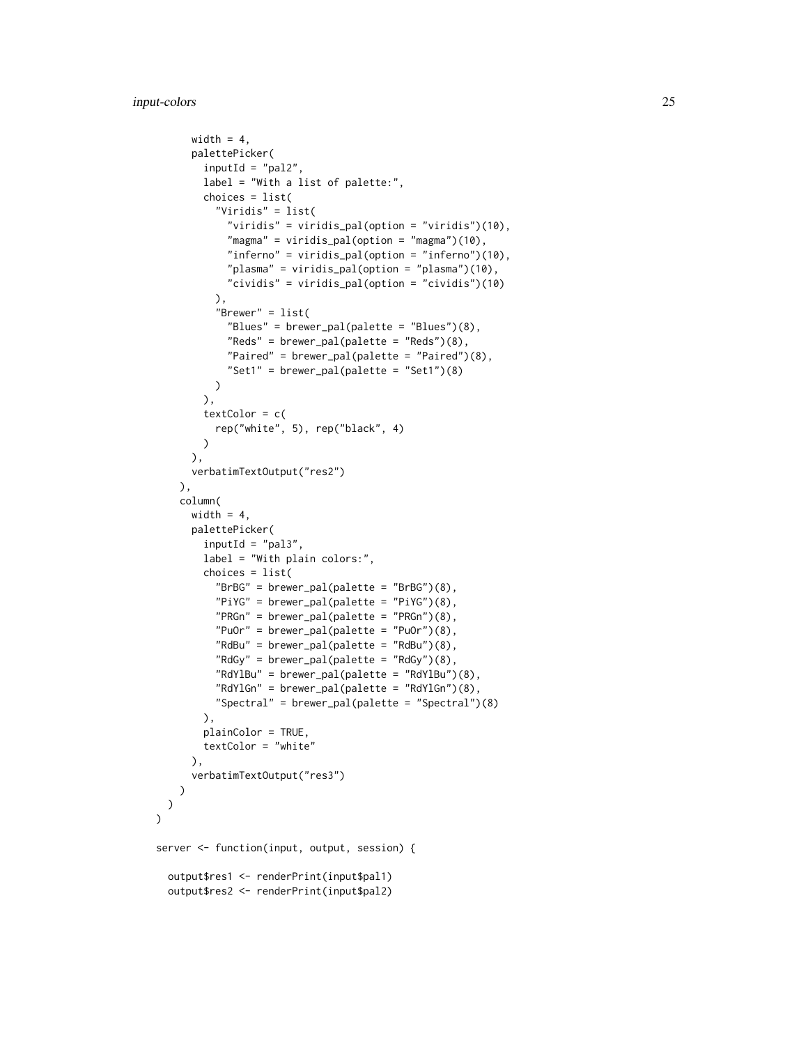```
      width = 4,
      palettePicker(
        inputId = "pal2",
        label = "With a list of palette:",
        choices = list(
          "Viridis" = list(
            "viridis" = viridis_pal(option = "viridis")(10),
            "magma" = viridis_pal(option = "magma")(10),
            "inferno" = viridis_pal(option = "inferno")(10),
            "plasma" = viridis_pal(option = "plasma")(10),
            "cividis" = viridis_pal(option = "cividis")(10)
          ),
          "Brewer" = list(
            "Blues" = brewer_pal(palette = "Blues")(8),
            "Reds" = brewer_pal(palette = "Reds")(8),
            "Paired" = brewer_pal(palette = "Paired")(8),
            "Set1" = brewer_pal(palette = "Set1")(8)
          )
        ),
        textColor = c(
          rep("white", 5), rep("black", 4)
        )
      ),
      verbatimTextOutput("res2")
    ),
    column(
      width = 4,
      palettePicker(
        inputId = "pal3",
        label = "With plain colors:",
        choices = list(
          "BrBG" = brewer_pal(palette = "BrBG")(8),
          "PiYG" = brewer_pal(palette = "PiYG")(8),
          "PRGn" = brewer_pal(palette = "PRGn")(8),
          "PuOr" = brewer_pal(palette = "PuOr")(8),
          "RdBu" = brewer_pal(palette = "RdBu")(8),
          "RdGy" = brewer_pal(palette = "RdGy")(8),
          "RdYlBu" = brewer_pal(palette = "RdYlBu")(8),
          "RdYlGn" = brewer_pal(palette = "RdYlGn")(8),
          "Spectral" = brewer_pal(palette = "Spectral")(8)
        ),
        plainColor = TRUE,
        textColor = "white"
      ),
      verbatimTextOutput("res3")
    )
  )
)

server <- function(input, output, session) {

  output$res1 <- renderPrint(input$pal1)
  output$res2 <- renderPrint(input$pal2)
```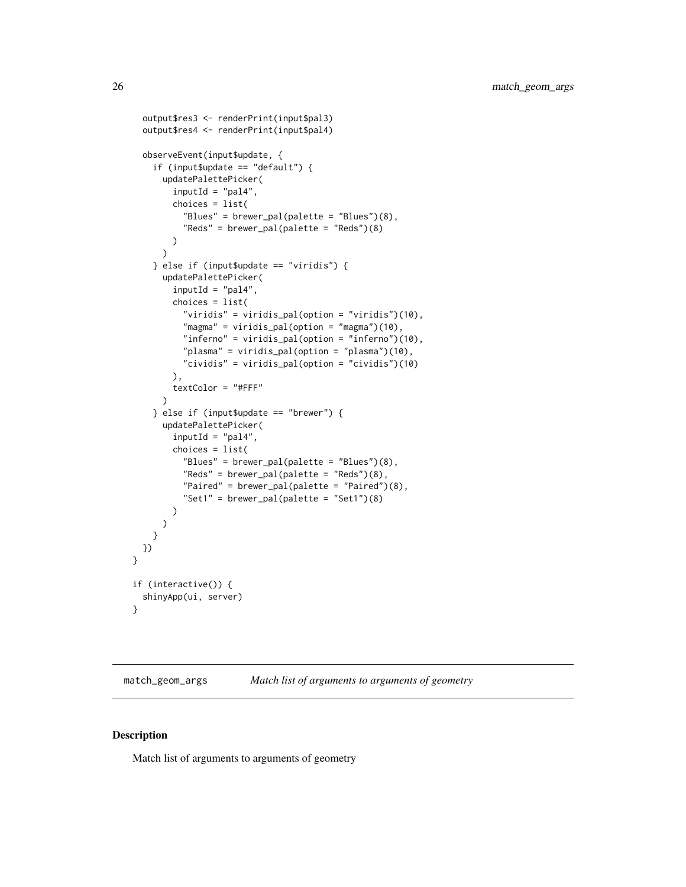```
  output$res3 <- renderPrint(input$pal3)
  output$res4 <- renderPrint(input$pal4)

  observeEvent(input$update, {
    if (input$update == "default") {
      updatePalettePicker(
        inputId = "pal4",
        choices = list(
          "Blues" = brewer_pal(palette = "Blues")(8),
          "Reds" = brewer_pal(palette = "Reds")(8)
        )
      )
    } else if (input$update == "viridis") {
      updatePalettePicker(
        inputId = "pal4",
        choices = list(
          "viridis" = viridis_pal(option = "viridis")(10),
          "magma" = viridis_pal(option = "magma")(10),
          "inferno" = viridis_pal(option = "inferno")(10),
          "plasma" = viridis_pal(option = "plasma")(10),
          "cividis" = viridis_pal(option = "cividis")(10)
        ),
        textColor = "#FFF"
      )
    } else if (input$update == "brewer") {
      updatePalettePicker(
        inputId = "pal4",
        choices = list(
          "Blues" = brewer_pal(palette = "Blues")(8),
          "Reds" = brewer_pal(palette = "Reds")(8),
          "Paired" = brewer_pal(palette = "Paired")(8),
          "Set1" = brewer_pal(palette = "Set1")(8)
        )
      )
    }
  })
}

if (interactive()) {
  shinyApp(ui, server)
}
```

---

## match_geom_args — *Match list of arguments to arguments of geometry*

### Description

Match list of arguments to arguments of geometry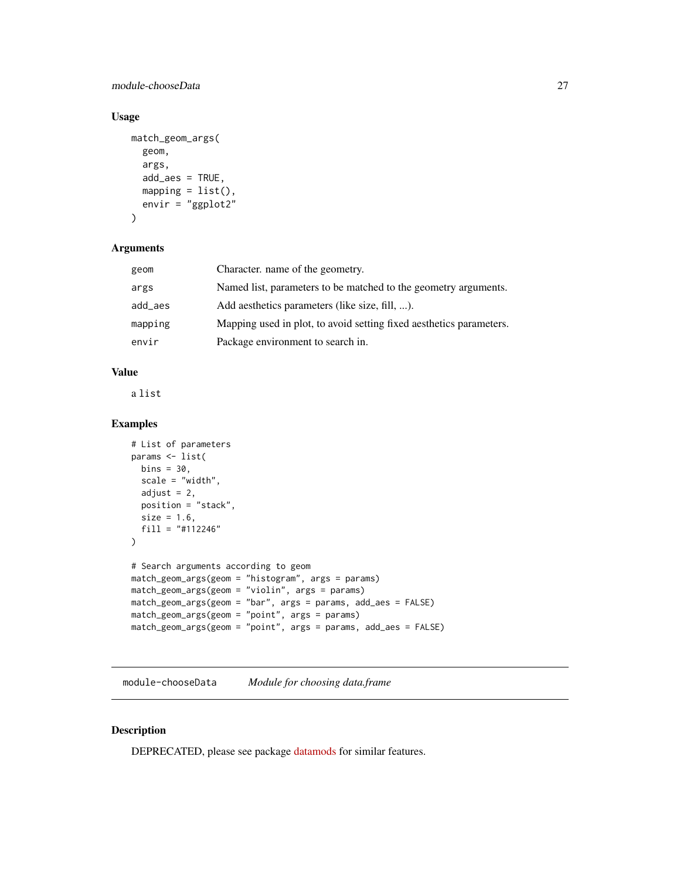### Usage

```
match_geom_args(
  geom,
  args,
  add_aes = TRUE,
  mapping = list(),
  envir = "ggplot2"
)
```

### Arguments

| | |
|---|---|
| `geom` | Character. name of the geometry. |
| `args` | Named list, parameters to be matched to the geometry arguments. |
| `add_aes` | Add aesthetics parameters (like size, fill, ...). |
| `mapping` | Mapping used in plot, to avoid setting fixed aesthetics parameters. |
| `envir` | Package environment to search in. |

### Value

a `list`

### Examples

```
# List of parameters
params <- list(
  bins = 30,
  scale = "width",
  adjust = 2,
  position = "stack",
  size = 1.6,
  fill = "#112246"
)

# Search arguments according to geom
match_geom_args(geom = "histogram", args = params)
match_geom_args(geom = "violin", args = params)
match_geom_args(geom = "bar", args = params, add_aes = FALSE)
match_geom_args(geom = "point", args = params)
match_geom_args(geom = "point", args = params, add_aes = FALSE)
```

---

## module-chooseData *Module for choosing data.frame*

### Description

DEPRECATED, please see package datamods for similar features.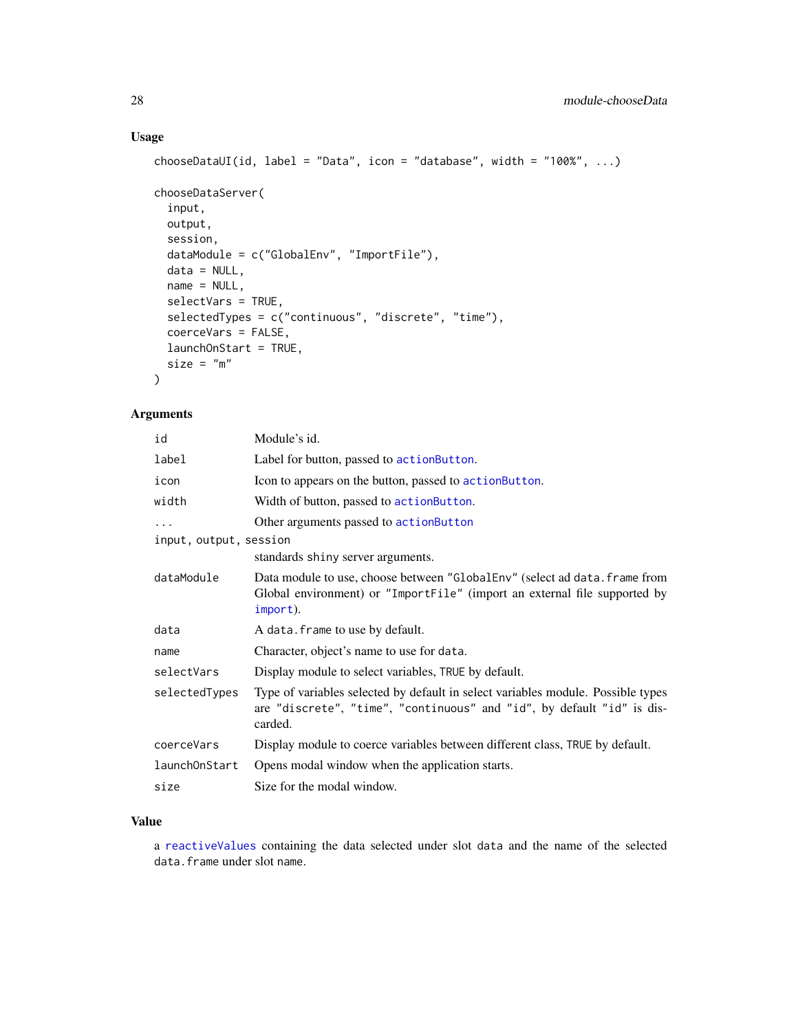## Usage

```
chooseDataUI(id, label = "Data", icon = "database", width = "100%", ...)

chooseDataServer(
  input,
  output,
  session,
  dataModule = c("GlobalEnv", "ImportFile"),
  data = NULL,
  name = NULL,
  selectVars = TRUE,
  selectedTypes = c("continuous", "discrete", "time"),
  coerceVars = FALSE,
  launchOnStart = TRUE,
  size = "m"
)
```

## Arguments

| Argument | Description |
|---|---|
| `id` | Module's id. |
| `label` | Label for button, passed to `actionButton`. |
| `icon` | Icon to appears on the button, passed to `actionButton`. |
| `width` | Width of button, passed to `actionButton`. |
| `...` | Other arguments passed to `actionButton` |
| `input, output, session` | standards `shiny` server arguments. |
| `dataModule` | Data module to use, choose between `"GlobalEnv"` (select ad `data.frame` from Global environment) or `"ImportFile"` (import an external file supported by `import`). |
| `data` | A `data.frame` to use by default. |
| `name` | Character, object's name to use for `data`. |
| `selectVars` | Display module to select variables, `TRUE` by default. |
| `selectedTypes` | Type of variables selected by default in select variables module. Possible types are `"discrete"`, `"time"`, `"continuous"` and `"id"`, by default `"id"` is discarded. |
| `coerceVars` | Display module to coerce variables between different class, `TRUE` by default. |
| `launchOnStart` | Opens modal window when the application starts. |
| `size` | Size for the modal window. |

## Value

a `reactiveValues` containing the data selected under slot `data` and the name of the selected `data.frame` under slot `name`.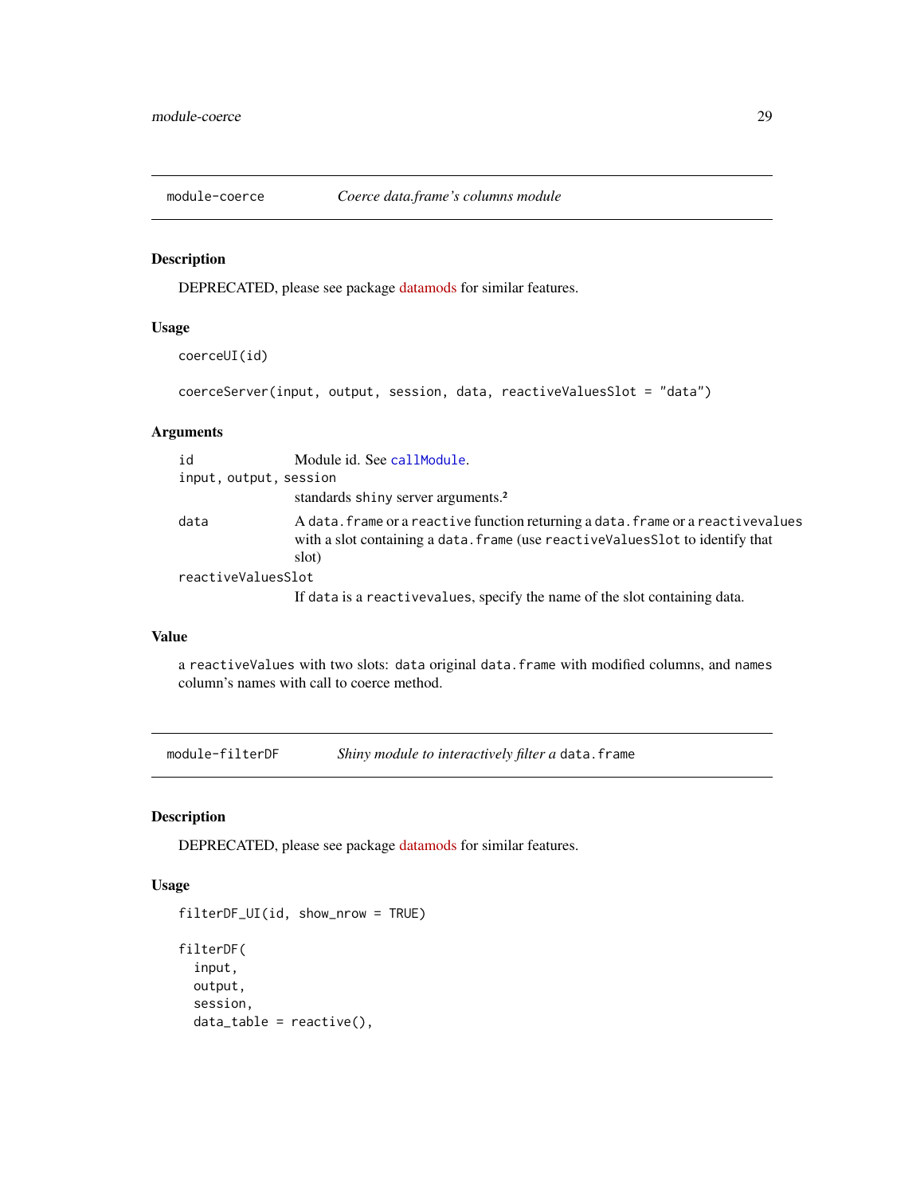## module-coerce — *Coerce data.frame's columns module*

### Description

DEPRECATED, please see package datamods for similar features.

### Usage

```
coerceUI(id)

coerceServer(input, output, session, data, reactiveValuesSlot = "data")
```

### Arguments

| | |
|---|---|
| `id` | Module id. See `callModule`. |
| `input, output, session` | standards `shiny` server arguments. |
| `data` | A `data.frame` or a `reactive` function returning a `data.frame` or a `reactivevalues` with a slot containing a `data.frame` (use `reactiveValuesSlot` to identify that slot) |
| `reactiveValuesSlot` | If `data` is a `reactivevalues`, specify the name of the slot containing data. |

### Value

a `reactiveValues` with two slots: `data` original `data.frame` with modified columns, and `names` column's names with call to coerce method.

## module-filterDF — *Shiny module to interactively filter a* `data.frame`

### Description

DEPRECATED, please see package datamods for similar features.

### Usage

```
filterDF_UI(id, show_nrow = TRUE)

filterDF(
  input,
  output,
  session,
  data_table = reactive(),
```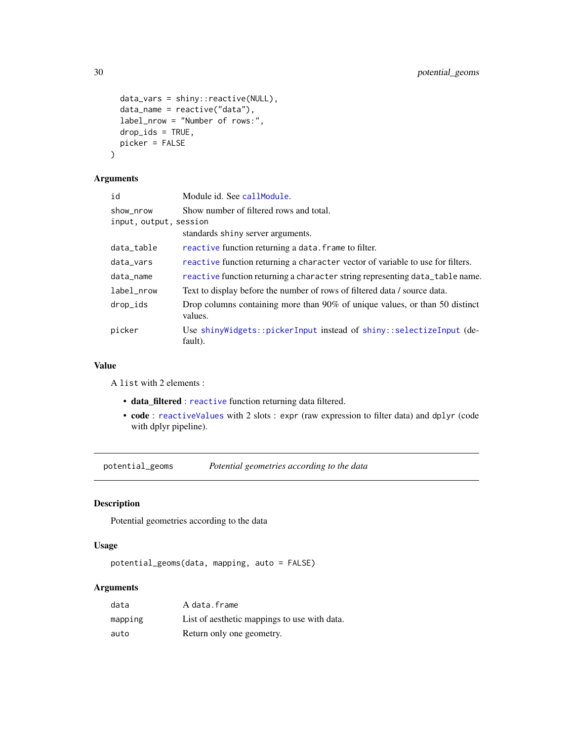```
  data_vars = shiny::reactive(NULL),
  data_name = reactive("data"),
  label_nrow = "Number of rows:",
  drop_ids = TRUE,
  picker = FALSE
)
```

### Arguments

| | |
|---|---|
| id | Module id. See callModule. |
| show_nrow | Show number of filtered rows and total. |
| input, output, session | standards shiny server arguments. |
| data_table | reactive function returning a data.frame to filter. |
| data_vars | reactive function returning a character vector of variable to use for filters. |
| data_name | reactive function returning a character string representing data_table name. |
| label_nrow | Text to display before the number of rows of filtered data / source data. |
| drop_ids | Drop columns containing more than 90% of unique values, or than 50 distinct values. |
| picker | Use shinyWidgets::pickerInput instead of shiny::selectizeInput (default). |

### Value

A list with 2 elements :

- **data_filtered** : reactive function returning data filtered.
- **code** : reactiveValues with 2 slots : expr (raw expression to filter data) and dplyr (code with dplyr pipeline).

---

## potential_geoms — *Potential geometries according to the data*

### Description

Potential geometries according to the data

### Usage

```
potential_geoms(data, mapping, auto = FALSE)
```

### Arguments

| | |
|---|---|
| data | A data.frame |
| mapping | List of aesthetic mappings to use with data. |
| auto | Return only one geometry. |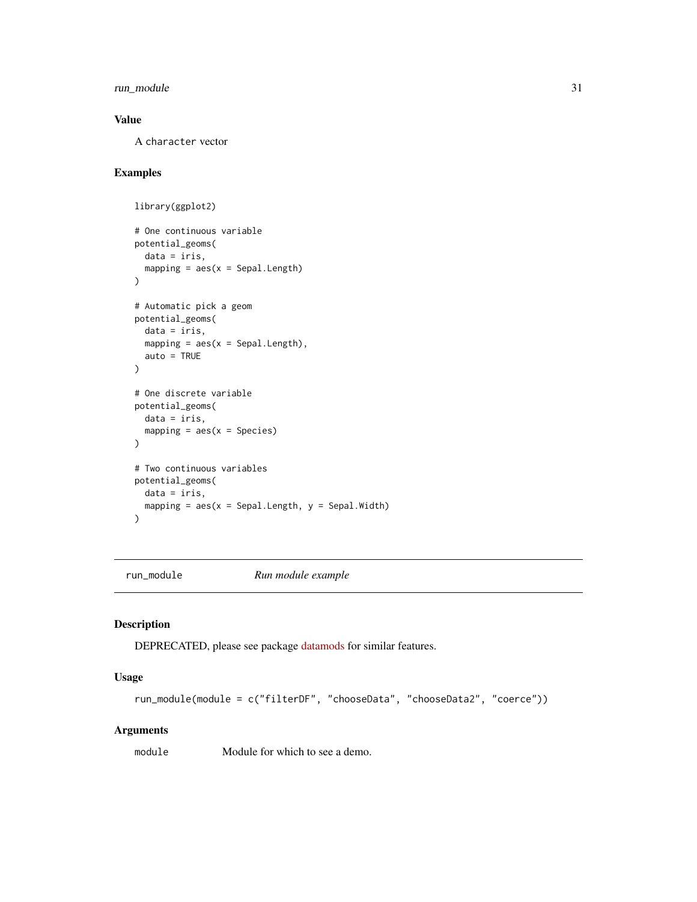## Value

A `character` vector

## Examples

```
library(ggplot2)

# One continuous variable
potential_geoms(
  data = iris,
  mapping = aes(x = Sepal.Length)
)

# Automatic pick a geom
potential_geoms(
  data = iris,
  mapping = aes(x = Sepal.Length),
  auto = TRUE
)

# One discrete variable
potential_geoms(
  data = iris,
  mapping = aes(x = Species)
)

# Two continuous variables
potential_geoms(
  data = iris,
  mapping = aes(x = Sepal.Length, y = Sepal.Width)
)
```

---

# run_module — *Run module example*

---

## Description

DEPRECATED, please see package datamods for similar features.

## Usage

```
run_module(module = c("filterDF", "chooseData", "chooseData2", "coerce"))
```

## Arguments

| | |
|---|---|
| `module` | Module for which to see a demo. |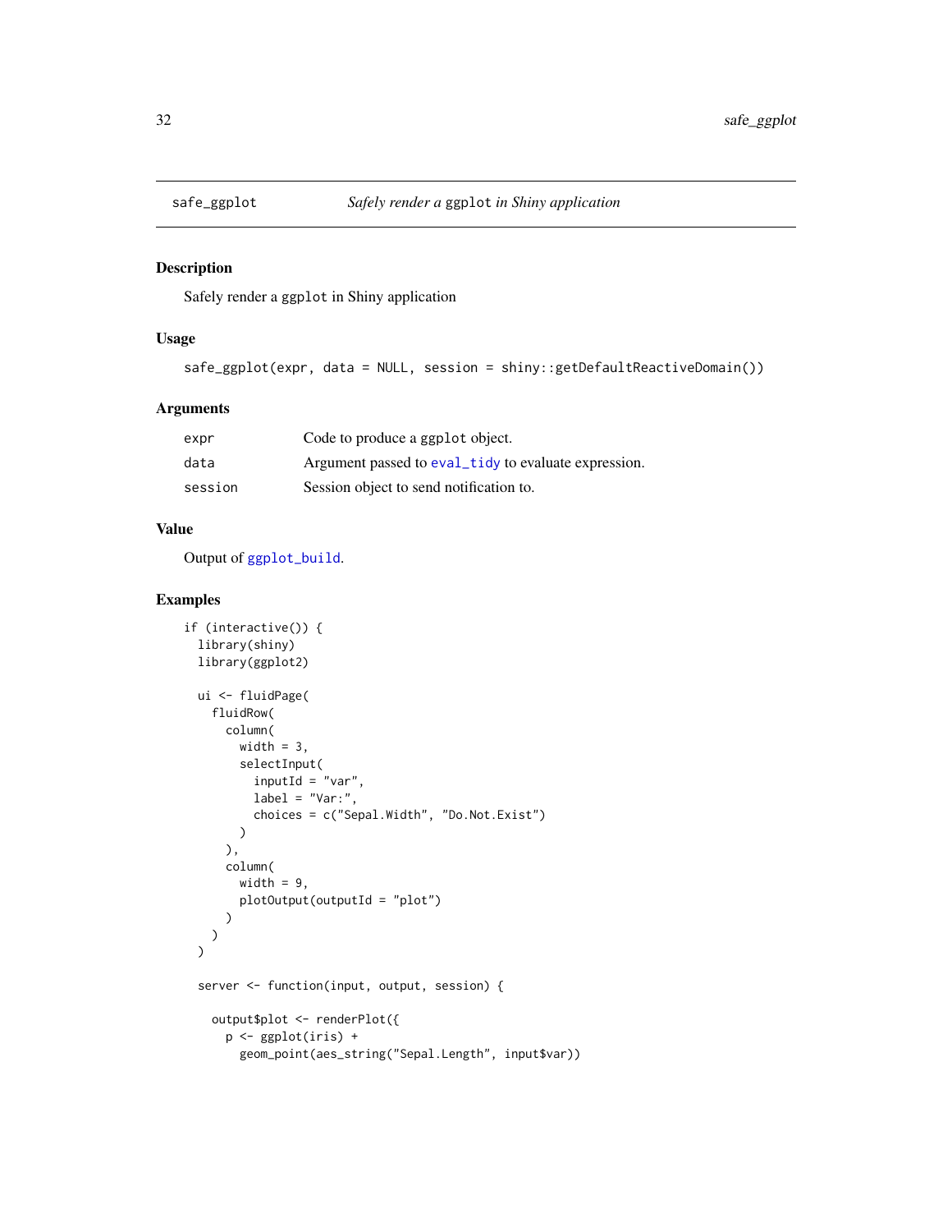# safe_ggplot — *Safely render a* `ggplot` *in Shiny application*

## Description

Safely render a `ggplot` in Shiny application

## Usage

```
safe_ggplot(expr, data = NULL, session = shiny::getDefaultReactiveDomain())
```

## Arguments

| | |
|---|---|
| `expr` | Code to produce a `ggplot` object. |
| `data` | Argument passed to `eval_tidy` to evaluate expression. |
| `session` | Session object to send notification to. |

## Value

Output of `ggplot_build`.

## Examples

```
if (interactive()) {
  library(shiny)
  library(ggplot2)

  ui <- fluidPage(
    fluidRow(
      column(
        width = 3,
        selectInput(
          inputId = "var",
          label = "Var:",
          choices = c("Sepal.Width", "Do.Not.Exist")
        )
      ),
      column(
        width = 9,
        plotOutput(outputId = "plot")
      )
    )
  )

  server <- function(input, output, session) {

    output$plot <- renderPlot({
      p <- ggplot(iris) +
        geom_point(aes_string("Sepal.Length", input$var))
```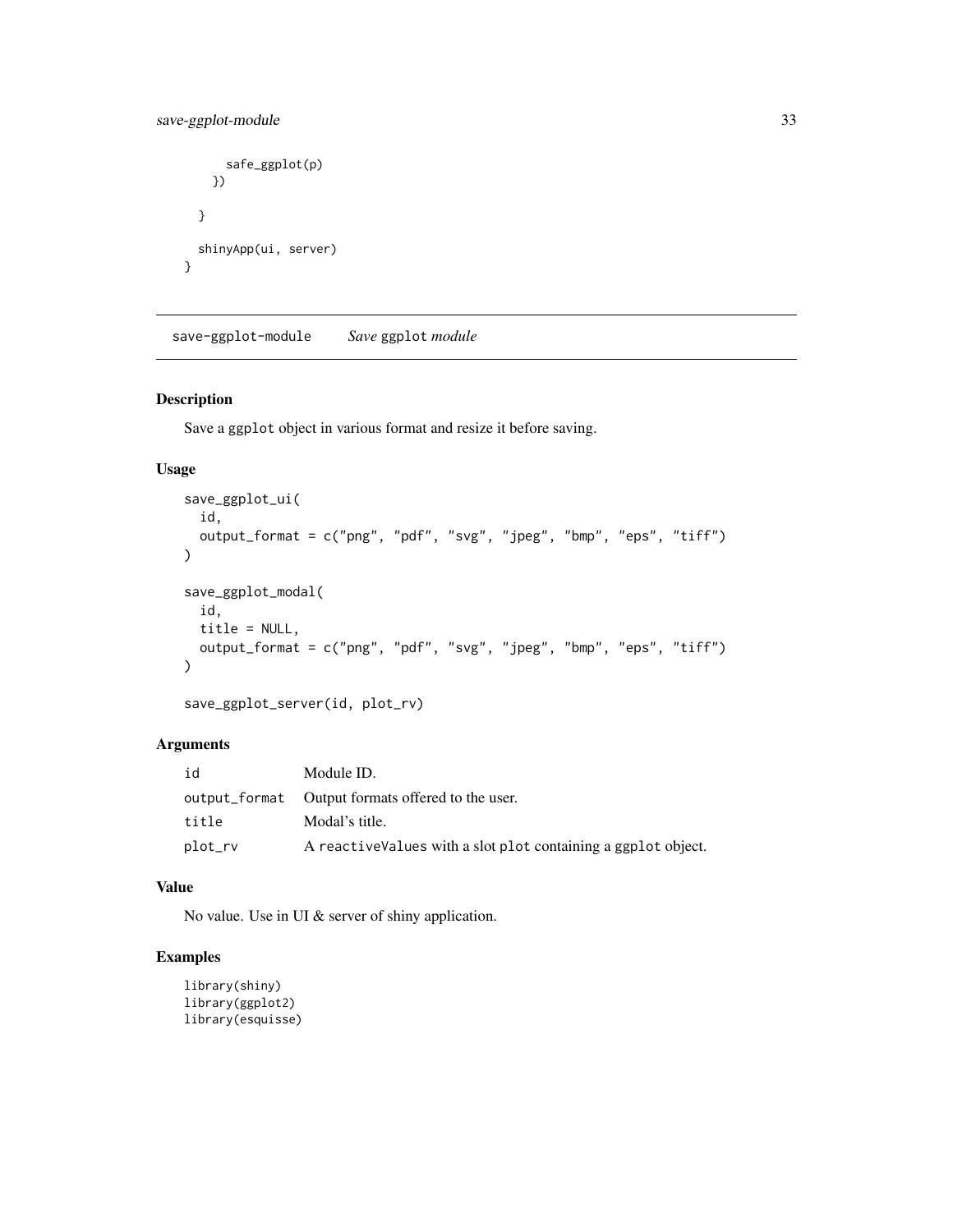```
    safe_ggplot(p)
  })

}

shinyApp(ui, server)
}
```

## save-ggplot-module *Save* `ggplot` *module*

### Description

Save a `ggplot` object in various format and resize it before saving.

### Usage

```
save_ggplot_ui(
  id,
  output_format = c("png", "pdf", "svg", "jpeg", "bmp", "eps", "tiff")
)

save_ggplot_modal(
  id,
  title = NULL,
  output_format = c("png", "pdf", "svg", "jpeg", "bmp", "eps", "tiff")
)

save_ggplot_server(id, plot_rv)
```

### Arguments

| | |
|---|---|
| `id` | Module ID. |
| `output_format` | Output formats offered to the user. |
| `title` | Modal's title. |
| `plot_rv` | A `reactiveValues` with a slot `plot` containing a `ggplot` object. |

### Value

No value. Use in UI & server of shiny application.

### Examples

```
library(shiny)
library(ggplot2)
library(esquisse)
```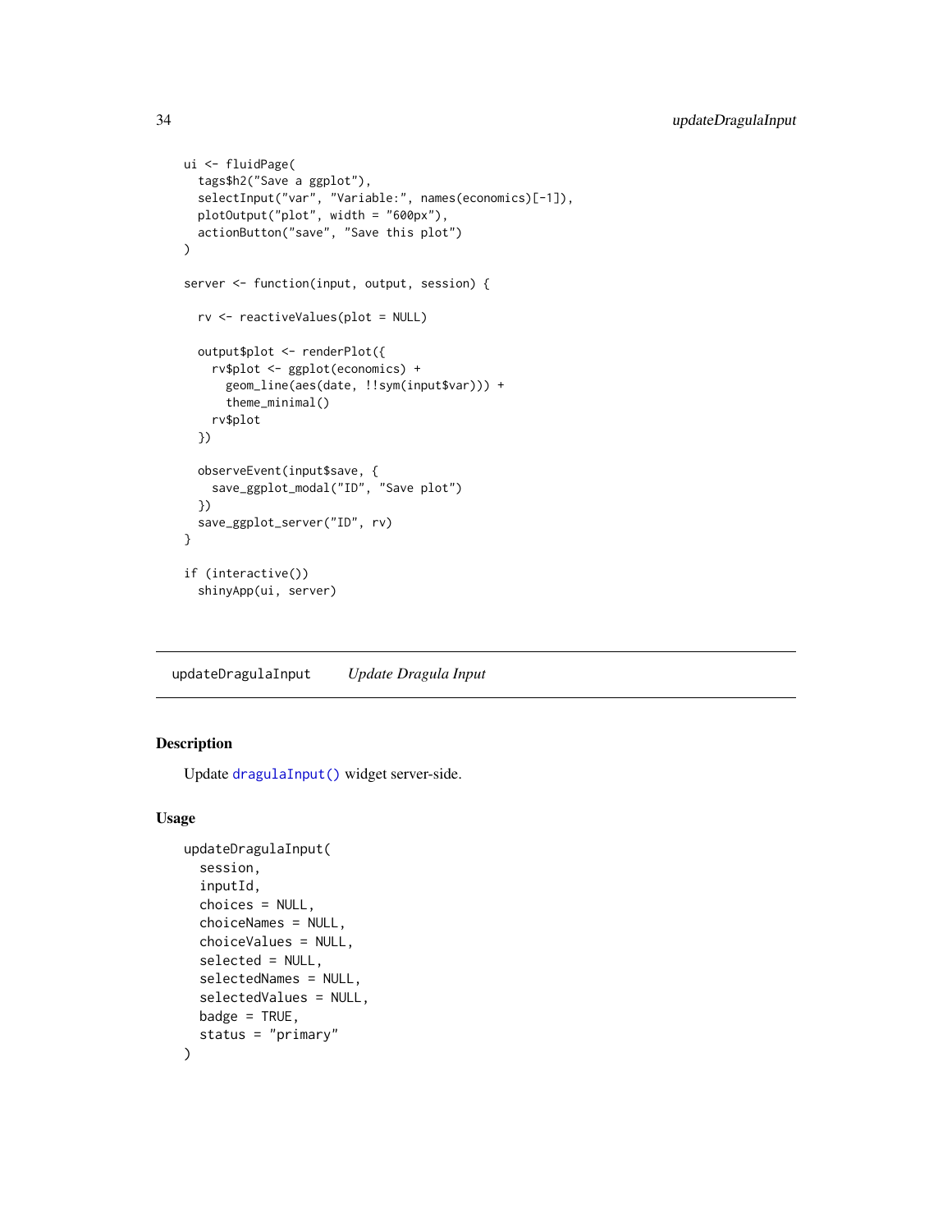```
ui <- fluidPage(
  tags$h2("Save a ggplot"),
  selectInput("var", "Variable:", names(economics)[-1]),
  plotOutput("plot", width = "600px"),
  actionButton("save", "Save this plot")
)

server <- function(input, output, session) {

  rv <- reactiveValues(plot = NULL)

  output$plot <- renderPlot({
    rv$plot <- ggplot(economics) +
      geom_line(aes(date, !!sym(input$var))) +
      theme_minimal()
    rv$plot
  })

  observeEvent(input$save, {
    save_ggplot_modal("ID", "Save plot")
  })
  save_ggplot_server("ID", rv)
}

if (interactive())
  shinyApp(ui, server)
```

---

## updateDragulaInput — *Update Dragula Input*

### Description

Update dragulaInput() widget server-side.

### Usage

```
updateDragulaInput(
  session,
  inputId,
  choices = NULL,
  choiceNames = NULL,
  choiceValues = NULL,
  selected = NULL,
  selectedNames = NULL,
  selectedValues = NULL,
  badge = TRUE,
  status = "primary"
)
```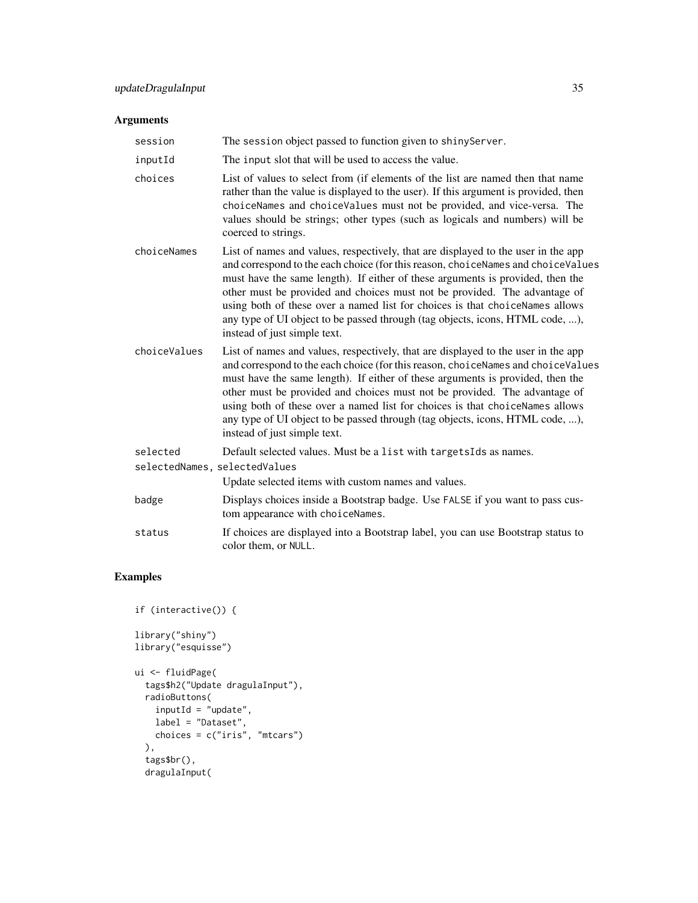## Arguments

**session** The `session` object passed to function given to `shinyServer`.

**inputId** The `input` slot that will be used to access the value.

**choices** List of values to select from (if elements of the list are named then that name rather than the value is displayed to the user). If this argument is provided, then `choiceNames` and `choiceValues` must not be provided, and vice-versa. The values should be strings; other types (such as logicals and numbers) will be coerced to strings.

**choiceNames** List of names and values, respectively, that are displayed to the user in the app and correspond to the each choice (for this reason, `choiceNames` and `choiceValues` must have the same length). If either of these arguments is provided, then the other must be provided and choices must not be provided. The advantage of using both of these over a named list for choices is that `choiceNames` allows any type of UI object to be passed through (tag objects, icons, HTML code, ...), instead of just simple text.

**choiceValues** List of names and values, respectively, that are displayed to the user in the app and correspond to the each choice (for this reason, `choiceNames` and `choiceValues` must have the same length). If either of these arguments is provided, then the other must be provided and choices must not be provided. The advantage of using both of these over a named list for choices is that `choiceNames` allows any type of UI object to be passed through (tag objects, icons, HTML code, ...), instead of just simple text.

**selected** Default selected values. Must be a `list` with `targetsIds` as names.

**selectedNames, selectedValues** Update selected items with custom names and values.

**badge** Displays choices inside a Bootstrap badge. Use `FALSE` if you want to pass custom appearance with `choiceNames`.

**status** If choices are displayed into a Bootstrap label, you can use Bootstrap status to color them, or `NULL`.

## Examples

```
if (interactive()) {

library("shiny")
library("esquisse")

ui <- fluidPage(
  tags$h2("Update dragulaInput"),
  radioButtons(
    inputId = "update",
    label = "Dataset",
    choices = c("iris", "mtcars")
  ),
  tags$br(),
  dragulaInput(
```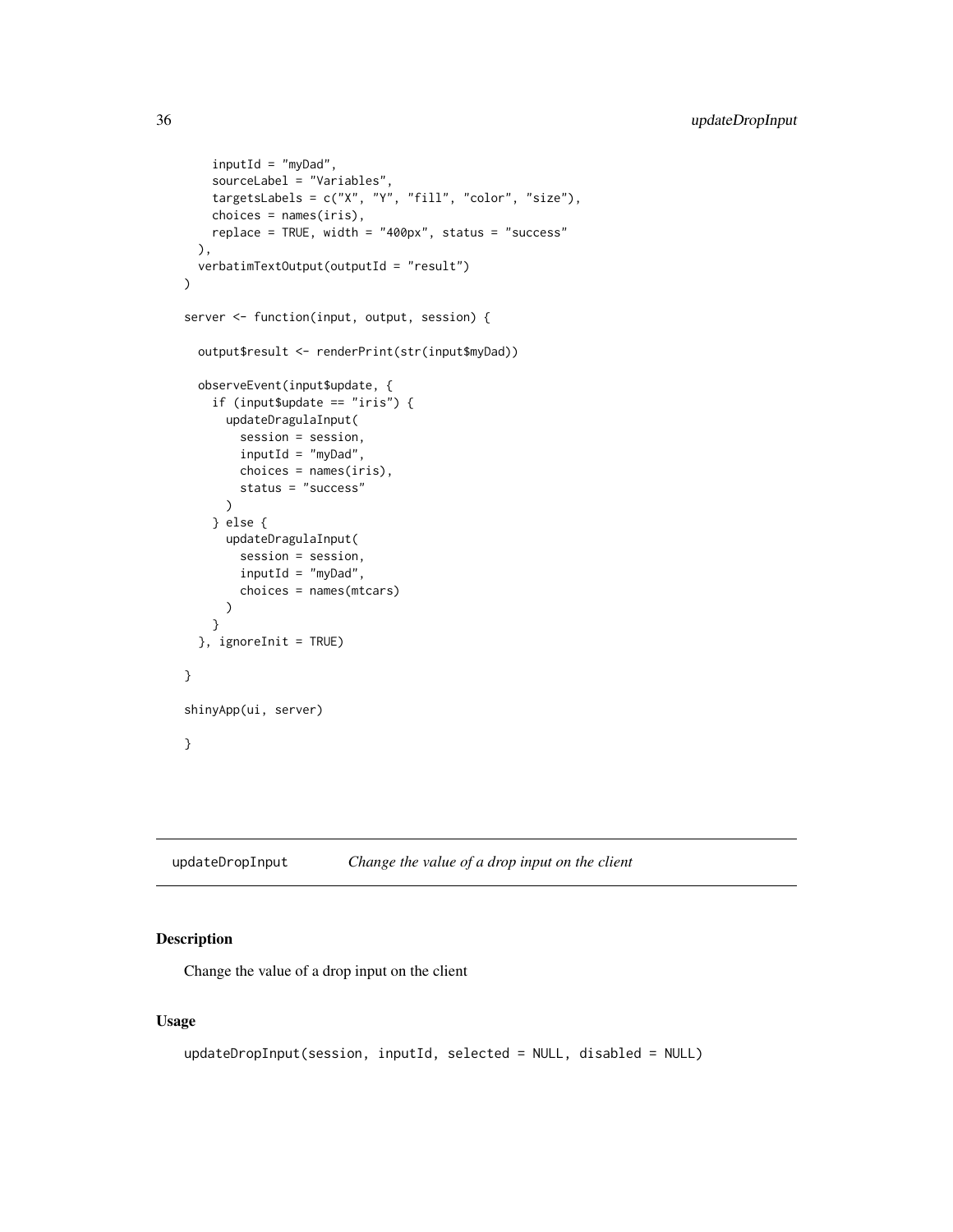```
    inputId = "myDad",
    sourceLabel = "Variables",
    targetsLabels = c("X", "Y", "fill", "color", "size"),
    choices = names(iris),
    replace = TRUE, width = "400px", status = "success"
  ),
  verbatimTextOutput(outputId = "result")
)

server <- function(input, output, session) {

  output$result <- renderPrint(str(input$myDad))

  observeEvent(input$update, {
    if (input$update == "iris") {
      updateDragulaInput(
        session = session,
        inputId = "myDad",
        choices = names(iris),
        status = "success"
      )
    } else {
      updateDragulaInput(
        session = session,
        inputId = "myDad",
        choices = names(mtcars)
      )
    }
  }, ignoreInit = TRUE)

}

shinyApp(ui, server)

}
```

## updateDropInput — *Change the value of a drop input on the client*

### Description

Change the value of a drop input on the client

### Usage

```
updateDropInput(session, inputId, selected = NULL, disabled = NULL)
```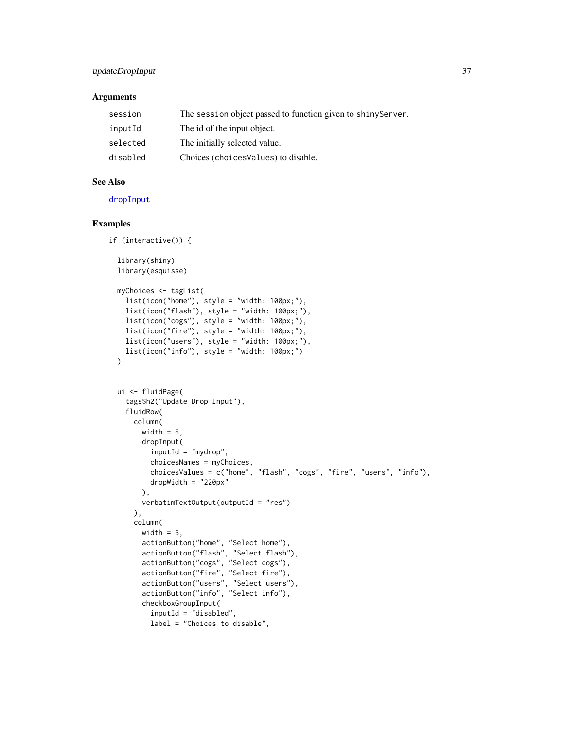## Arguments

| | |
|---|---|
| session | The session object passed to function given to shinyServer. |
| inputId | The id of the input object. |
| selected | The initially selected value. |
| disabled | Choices (choicesValues) to disable. |

## See Also

dropInput

## Examples

```
if (interactive()) {

  library(shiny)
  library(esquisse)

  myChoices <- tagList(
    list(icon("home"), style = "width: 100px;"),
    list(icon("flash"), style = "width: 100px;"),
    list(icon("cogs"), style = "width: 100px;"),
    list(icon("fire"), style = "width: 100px;"),
    list(icon("users"), style = "width: 100px;"),
    list(icon("info"), style = "width: 100px;")
  )


  ui <- fluidPage(
    tags$h2("Update Drop Input"),
    fluidRow(
      column(
        width = 6,
        dropInput(
          inputId = "mydrop",
          choicesNames = myChoices,
          choicesValues = c("home", "flash", "cogs", "fire", "users", "info"),
          dropWidth = "220px"
        ),
        verbatimTextOutput(outputId = "res")
      ),
      column(
        width = 6,
        actionButton("home", "Select home"),
        actionButton("flash", "Select flash"),
        actionButton("cogs", "Select cogs"),
        actionButton("fire", "Select fire"),
        actionButton("users", "Select users"),
        actionButton("info", "Select info"),
        checkboxGroupInput(
          inputId = "disabled",
          label = "Choices to disable",
```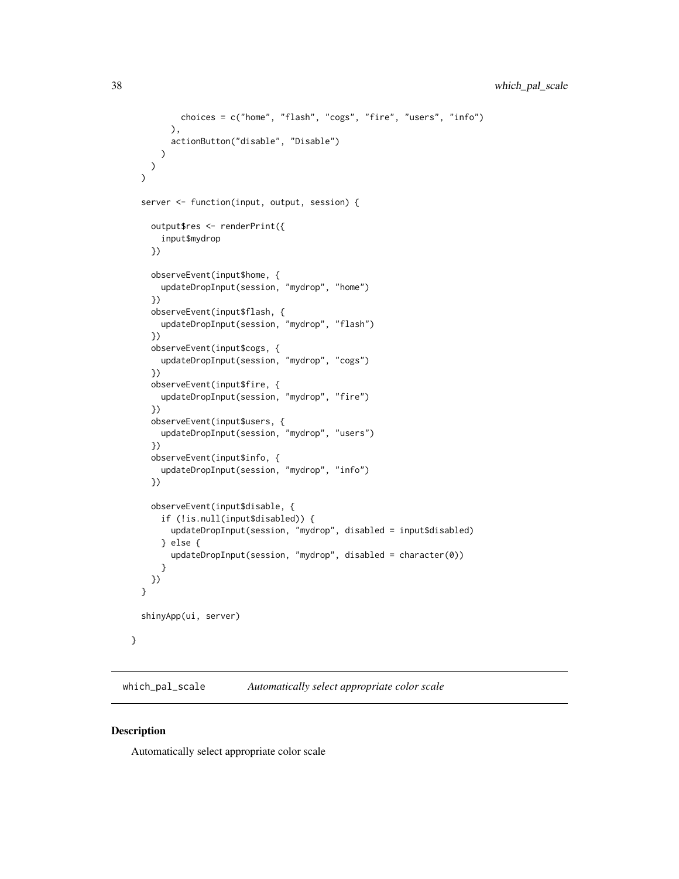```
        choices = c("home", "flash", "cogs", "fire", "users", "info")
      ),
      actionButton("disable", "Disable")
    )
  )
)

server <- function(input, output, session) {

  output$res <- renderPrint({
    input$mydrop
  })

  observeEvent(input$home, {
    updateDropInput(session, "mydrop", "home")
  })
  observeEvent(input$flash, {
    updateDropInput(session, "mydrop", "flash")
  })
  observeEvent(input$cogs, {
    updateDropInput(session, "mydrop", "cogs")
  })
  observeEvent(input$fire, {
    updateDropInput(session, "mydrop", "fire")
  })
  observeEvent(input$users, {
    updateDropInput(session, "mydrop", "users")
  })
  observeEvent(input$info, {
    updateDropInput(session, "mydrop", "info")
  })

  observeEvent(input$disable, {
    if (!is.null(input$disabled)) {
      updateDropInput(session, "mydrop", disabled = input$disabled)
    } else {
      updateDropInput(session, "mydrop", disabled = character(0))
    }
  })
}

shinyApp(ui, server)

}
```

## which_pal_scale — *Automatically select appropriate color scale*

### Description

Automatically select appropriate color scale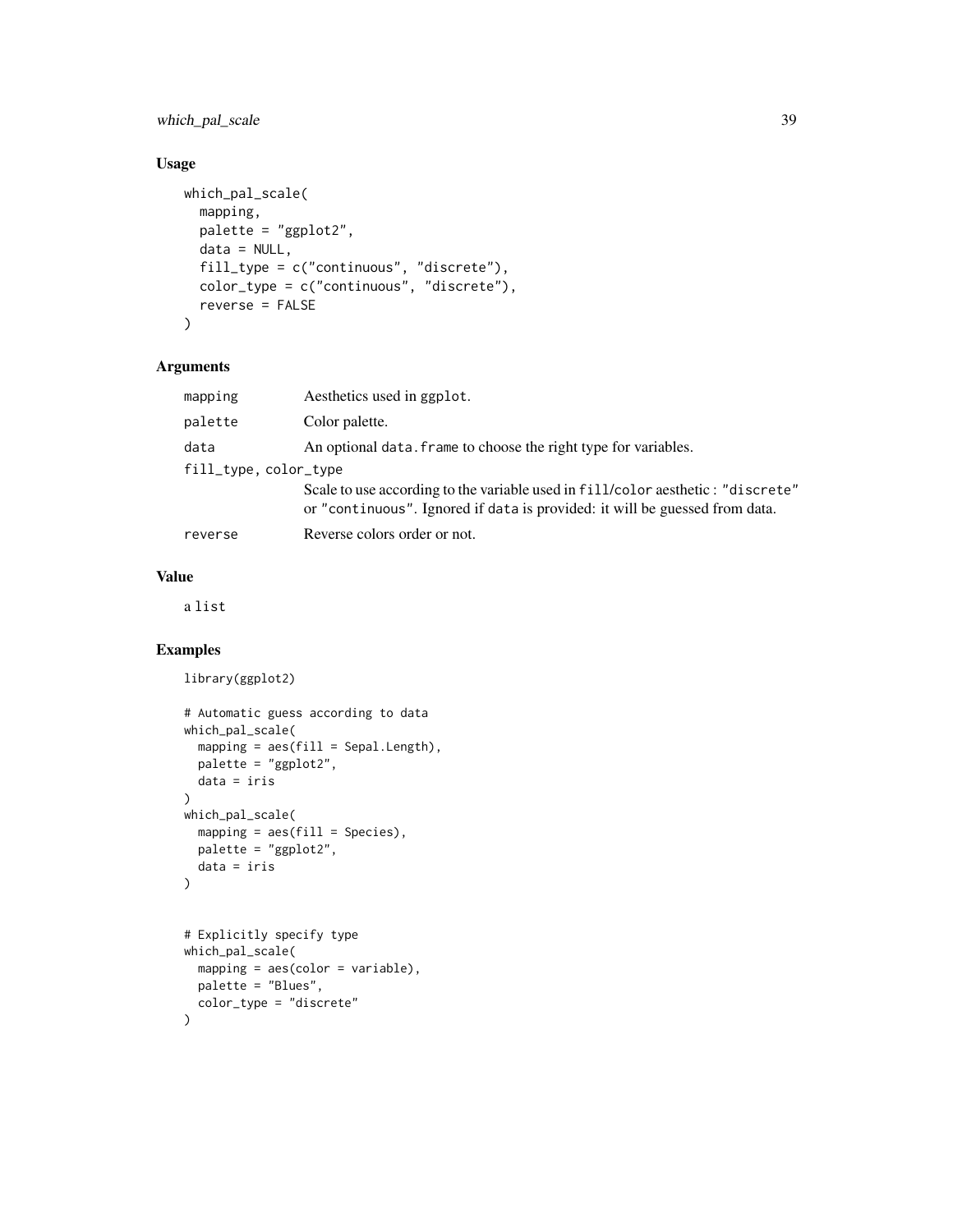## Usage

```
which_pal_scale(
  mapping,
  palette = "ggplot2",
  data = NULL,
  fill_type = c("continuous", "discrete"),
  color_type = c("continuous", "discrete"),
  reverse = FALSE
)
```

## Arguments

| | |
|---|---|
| `mapping` | Aesthetics used in `ggplot`. |
| `palette` | Color palette. |
| `data` | An optional `data.frame` to choose the right type for variables. |
| `fill_type, color_type` | Scale to use according to the variable used in `fill`/`color` aesthetic : `"discrete"` or `"continuous"`. Ignored if `data` is provided: it will be guessed from data. |
| `reverse` | Reverse colors order or not. |

## Value

a `list`

## Examples

```
library(ggplot2)

# Automatic guess according to data
which_pal_scale(
  mapping = aes(fill = Sepal.Length),
  palette = "ggplot2",
  data = iris
)
which_pal_scale(
  mapping = aes(fill = Species),
  palette = "ggplot2",
  data = iris
)


# Explicitly specify type
which_pal_scale(
  mapping = aes(color = variable),
  palette = "Blues",
  color_type = "discrete"
)
```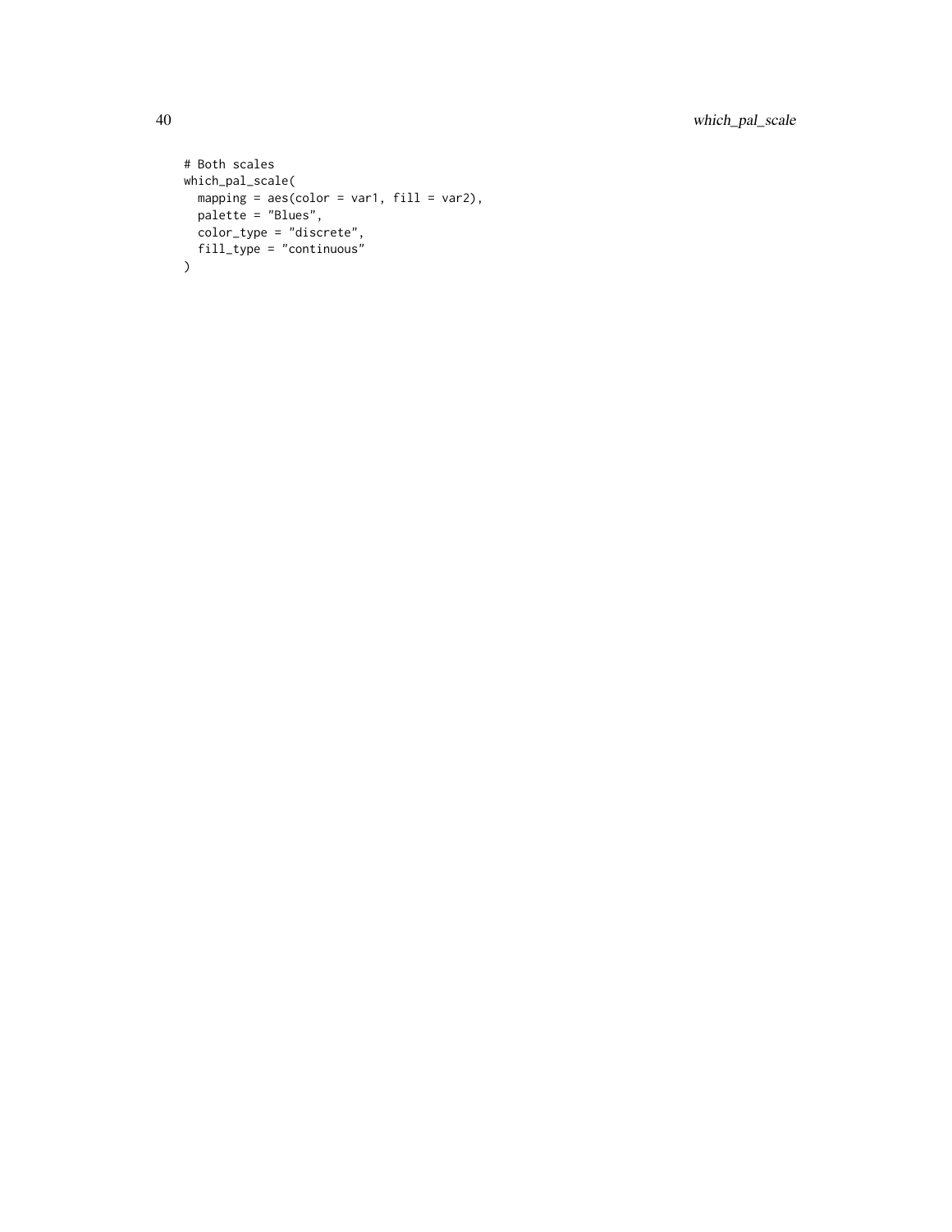```
# Both scales
which_pal_scale(
  mapping = aes(color = var1, fill = var2),
  palette = "Blues",
  color_type = "discrete",
  fill_type = "continuous"
)
```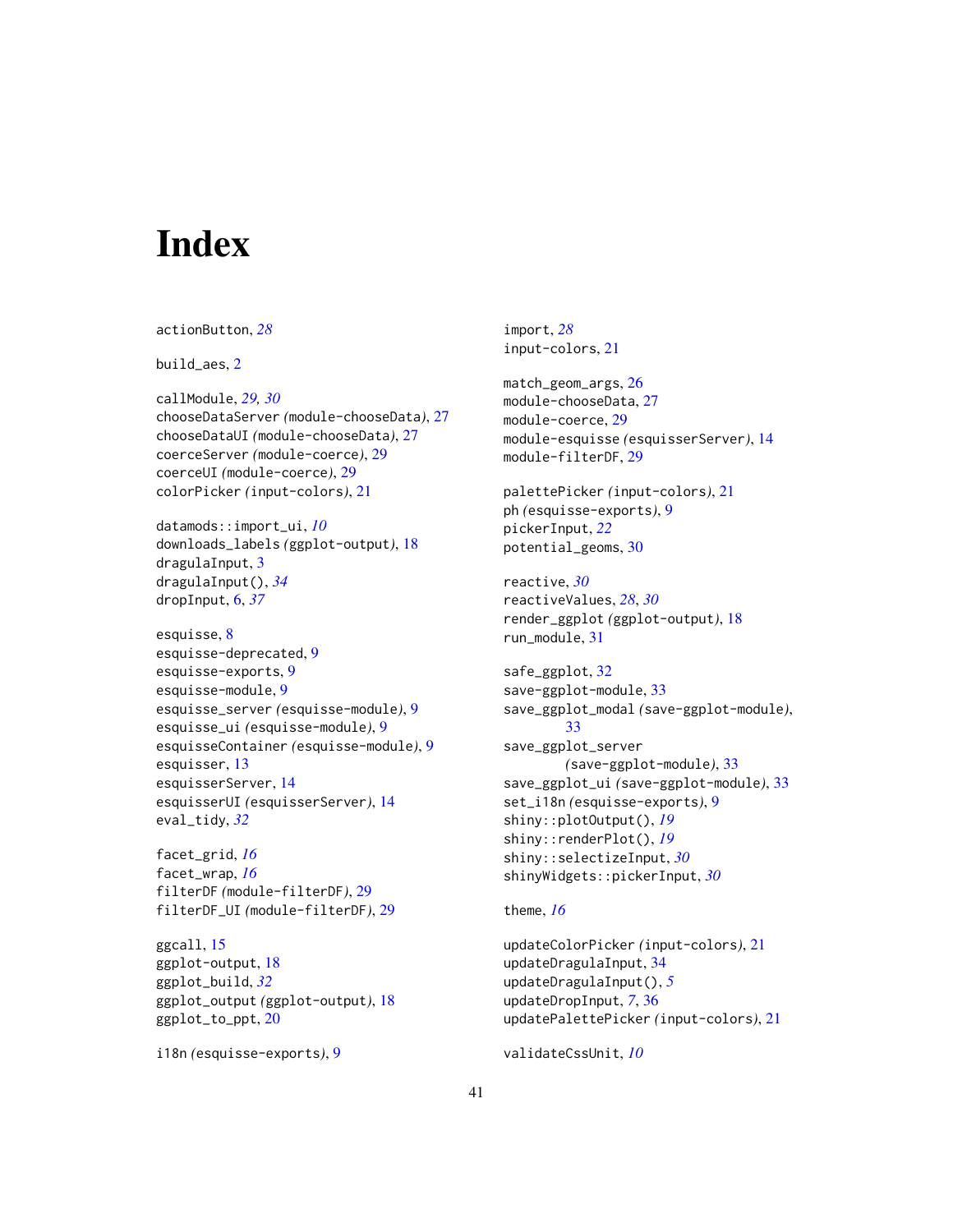# Index

actionButton, *28*

build_aes, 2

callModule, *29, 30*
chooseDataServer (module-chooseData), 27
chooseDataUI (module-chooseData), 27
coerceServer (module-coerce), 29
coerceUI (module-coerce), 29
colorPicker (input-colors), 21

datamods::import_ui, *10*
downloads_labels (ggplot-output), 18
dragulaInput, 3
dragulaInput(), *34*
dropInput, 6, *37*

esquisse, 8
esquisse-deprecated, 9
esquisse-exports, 9
esquisse-module, 9
esquisse_server (esquisse-module), 9
esquisse_ui (esquisse-module), 9
esquisseContainer (esquisse-module), 9
esquisser, 13
esquisserServer, 14
esquisserUI (esquisserServer), 14
eval_tidy, *32*

facet_grid, *16*
facet_wrap, *16*
filterDF (module-filterDF), 29
filterDF_UI (module-filterDF), 29

ggcall, 15
ggplot-output, 18
ggplot_build, *32*
ggplot_output (ggplot-output), 18
ggplot_to_ppt, 20

i18n (esquisse-exports), 9
import, *28*
input-colors, 21

match_geom_args, 26
module-chooseData, 27
module-coerce, 29
module-esquisse (esquisserServer), 14
module-filterDF, 29

palettePicker (input-colors), 21
ph (esquisse-exports), 9
pickerInput, *22*
potential_geoms, 30

reactive, *30*
reactiveValues, *28*, *30*
render_ggplot (ggplot-output), 18
run_module, 31

safe_ggplot, 32
save-ggplot-module, 33
save_ggplot_modal (save-ggplot-module), 33
save_ggplot_server (save-ggplot-module), 33
save_ggplot_ui (save-ggplot-module), 33
set_i18n (esquisse-exports), 9
shiny::plotOutput(), *19*
shiny::renderPlot(), *19*
shiny::selectizeInput, *30*
shinyWidgets::pickerInput, *30*

theme, *16*

updateColorPicker (input-colors), 21
updateDragulaInput, 34
updateDragulaInput(), *5*
updateDropInput, *7*, 36
updatePalettePicker (input-colors), 21

validateCssUnit, *10*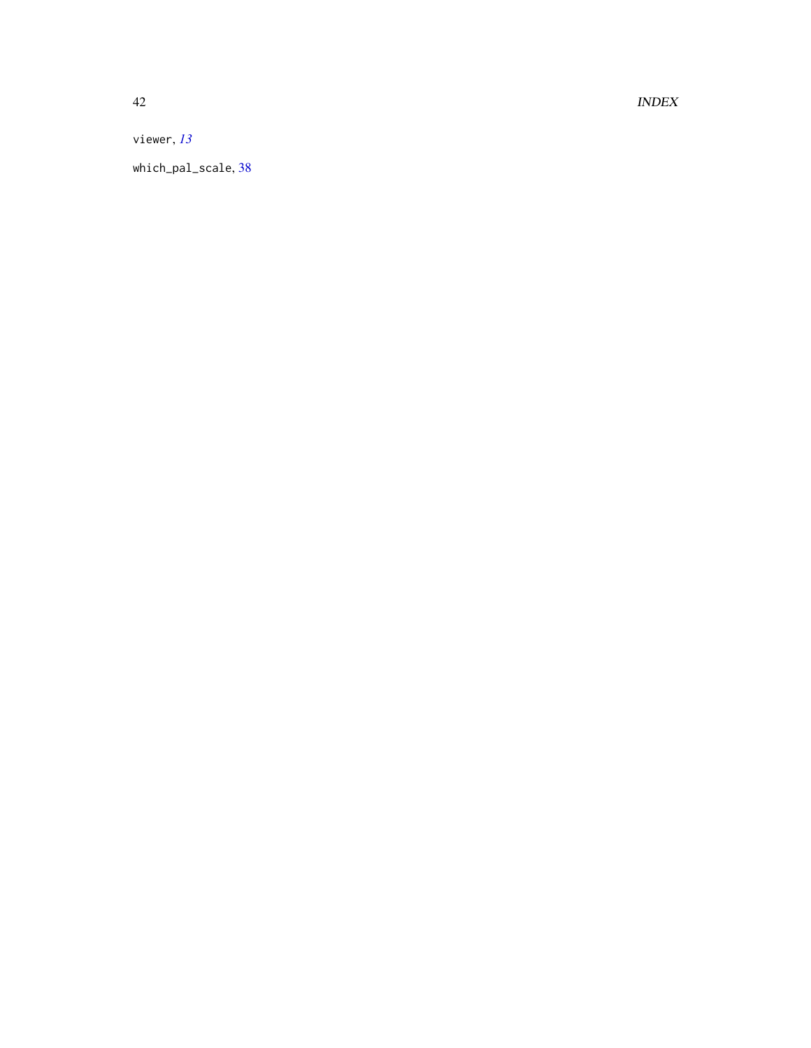viewer, *13*

which_pal_scale, 38